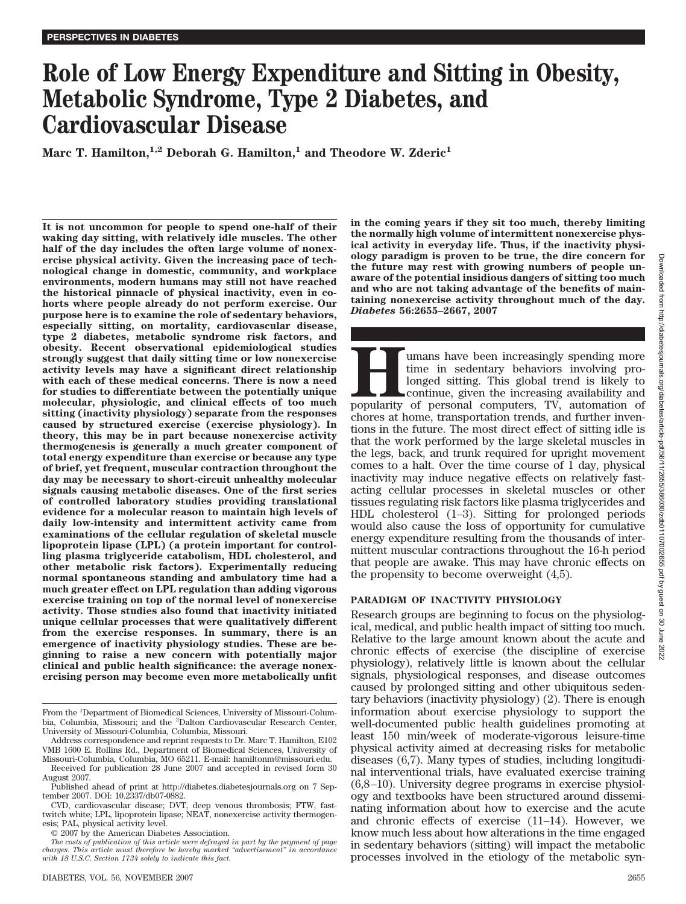PERSPECTIVES IN DIABETES

# Role of Low Energy Expenditure and Sitting in Obesity, Metabolic Syndrome, Type 2 Diabetes, and Cardiovascular Disease

**Marc T. Hamilton,[1,2] Deborah G. Hamilton,[1] and Theodore W. Zderic[1]**

**It is not uncommon for people to spend one-half of their waking day sitting, with relatively idle muscles. The other half of the day includes the often large volume of nonexercise physical activity. Given the increasing pace of technological change in domestic, community, and workplace environments, modern humans may still not have reached the historical pinnacle of physical inactivity, even in cohorts where people already do not perform exercise. Our purpose here is to examine the role of sedentary behaviors, especially sitting, on mortality, cardiovascular disease, type 2 diabetes, metabolic syndrome risk factors, and obesity. Recent observational epidemiological studies strongly suggest that daily sitting time or low nonexercise activity levels may have a significant direct relationship with each of these medical concerns. There is now a need for studies to differentiate between the potentially unique molecular, physiologic, and clinical effects of too much sitting (inactivity physiology) separate from the responses caused by structured exercise (exercise physiology). In theory, this may be in part because nonexercise activity thermogenesis is generally a much greater component of total energy expenditure than exercise or because any type of brief, yet frequent, muscular contraction throughout the day may be necessary to short-circuit unhealthy molecular signals causing metabolic diseases. One of the first series of controlled laboratory studies providing translational evidence for a molecular reason to maintain high levels of daily low-intensity and intermittent activity came from examinations of the cellular regulation of skeletal muscle lipoprotein lipase (LPL) (a protein important for controlling plasma triglyceride catabolism, HDL cholesterol, and other metabolic risk factors). Experimentally reducing normal spontaneous standing and ambulatory time had a much greater effect on LPL regulation than adding vigorous exercise training on top of the normal level of nonexercise activity. Those studies also found that inactivity initiated unique cellular processes that were qualitatively different from the exercise responses. In summary, there is an emergence of inactivity physiology studies. These are beginning to raise a new concern with potentially major clinical and public health significance: the average nonexercising person may become even more metabolically unfit in the coming years if they sit too much, thereby limiting the normally high volume of intermittent nonexercise physical activity in everyday life. Thus, if the inactivity physiology paradigm is proven to be true, the dire concern for the future may rest with growing numbers of people unaware of the potential insidious dangers of sitting too much and who are not taking advantage of the benefits of maintaining nonexercise activity throughout much of the day.** ***Diabetes* 56:2655–2667, 2007**

Humans have been increasingly spending more time in sedentary behaviors involving prolonged sitting. This global trend is likely to continue, given the increasing availability and popularity of personal computers, TV, automation of chores at home, transportation trends, and further inventions in the future. The most direct effect of sitting idle is that the work performed by the large skeletal muscles in the legs, back, and trunk required for upright movement comes to a halt. Over the time course of 1 day, physical inactivity may induce negative effects on relatively fast-acting cellular processes in skeletal muscles or other tissues regulating risk factors like plasma triglycerides and HDL cholesterol (1–3). Sitting for prolonged periods would also cause the loss of opportunity for cumulative energy expenditure resulting from the thousands of intermittent muscular contractions throughout the 16-h period that people are awake. This may have chronic effects on the propensity to become overweight (4,5).

## PARADIGM OF INACTIVITY PHYSIOLOGY

Research groups are beginning to focus on the physiological, medical, and public health impact of sitting too much. Relative to the large amount known about the acute and chronic effects of exercise (the discipline of exercise physiology), relatively little is known about the cellular signals, physiological responses, and disease outcomes caused by prolonged sitting and other ubiquitous sedentary behaviors (inactivity physiology) (2). There is enough information about exercise physiology to support the well-documented public health guidelines promoting at least 150 min/week of moderate-vigorous leisure-time physical activity aimed at decreasing risks for metabolic diseases (6,7). Many types of studies, including longitudinal interventional trials, have evaluated exercise training (6,8–10). University degree programs in exercise physiology and textbooks have been structured around disseminating information about how to exercise and the acute and chronic effects of exercise (11–14). However, we know much less about how alterations in the time engaged in sedentary behaviors (sitting) will impact the metabolic processes involved in the etiology of the metabolic syn-

---

From the [1]Department of Biomedical Sciences, University of Missouri-Columbia, Columbia, Missouri; and the [2]Dalton Cardiovascular Research Center, University of Missouri-Columbia, Columbia, Missouri.

Address correspondence and reprint requests to Dr. Marc T. Hamilton, E102 VMB 1600 E. Rollins Rd., Department of Biomedical Sciences, University of Missouri-Columbia, Columbia, MO 65211. E-mail: hamiltonm@missouri.edu.

Received for publication 28 June 2007 and accepted in revised form 30 August 2007.

Published ahead of print at http://diabetes.diabetesjournals.org on 7 September 2007. DOI: 10.2337/db07-0882.

CVD, cardiovascular disease; DVT, deep venous thrombosis; FTW, fast-twitch white; LPL, lipoprotein lipase; NEAT, nonexercise activity thermogenesis; PAL, physical activity level.

© 2007 by the American Diabetes Association.

*The costs of publication of this article were defrayed in part by the payment of page charges. This article must therefore be hereby marked "advertisement" in accordance with 18 U.S.C. Section 1734 solely to indicate this fact.*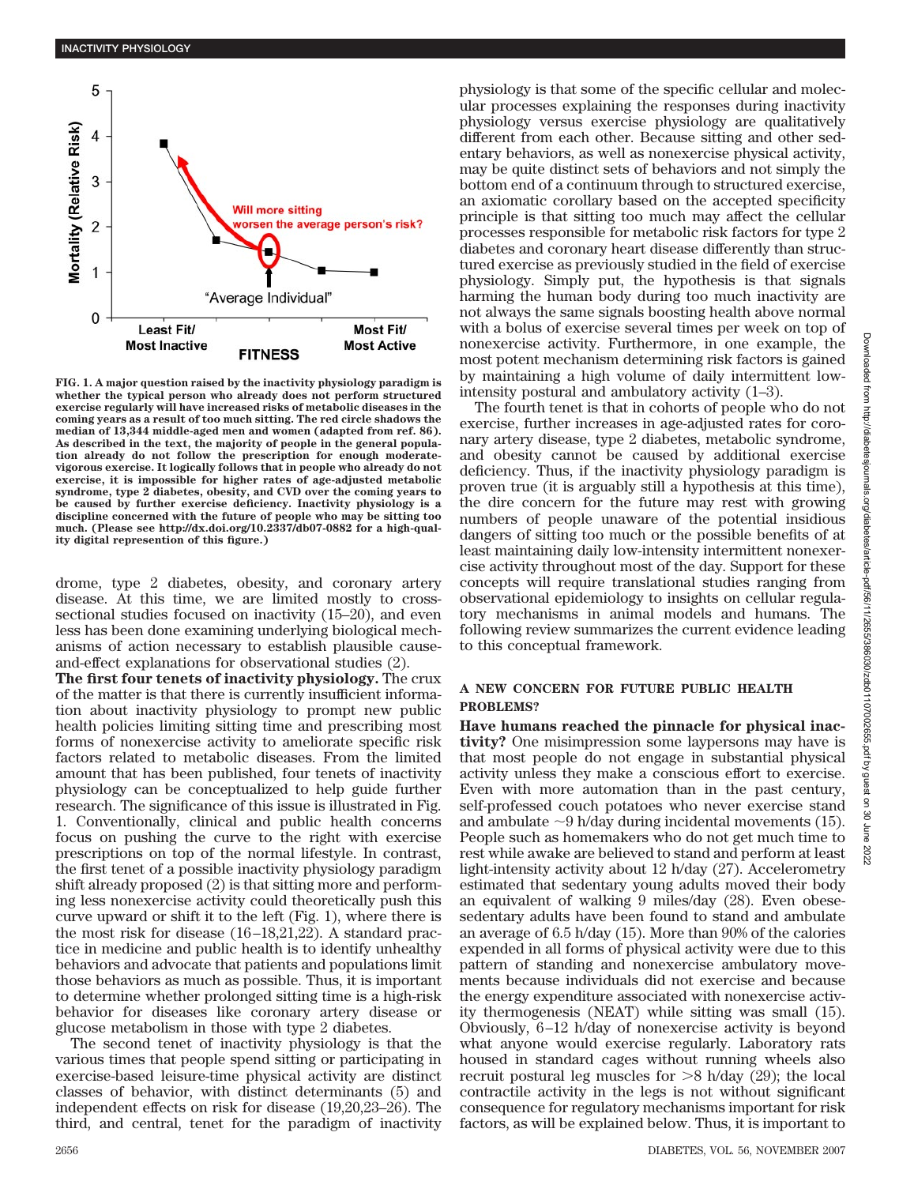FIG. 1. A major question raised by the inactivity physiology paradigm is whether the typical person who already does not perform structured exercise regularly will have increased risks of metabolic diseases in the coming years as a result of too much sitting. The red circle shadows the median of 13,344 middle-aged men and women (adapted from ref. 86). As described in the text, the majority of people in the general population already do not follow the prescription for enough moderate-vigorous exercise. It logically follows that in people who already do not exercise, it is impossible for higher rates of age-adjusted metabolic syndrome, type 2 diabetes, obesity, and CVD over the coming years to be caused by further exercise deficiency. Inactivity physiology is a discipline concerned with the future of people who may be sitting too much. (Please see http://dx.doi.org/10.2337/db07-0882 for a high-quality digital represention of this figure.)

drome, type 2 diabetes, obesity, and coronary artery disease. At this time, we are limited mostly to cross-sectional studies focused on inactivity (15–20), and even less has been done examining underlying biological mechanisms of action necessary to establish plausible cause-and-effect explanations for observational studies (2).

**The first four tenets of inactivity physiology.** The crux of the matter is that there is currently insufficient information about inactivity physiology to prompt new public health policies limiting sitting time and prescribing most forms of nonexercise activity to ameliorate specific risk factors related to metabolic diseases. From the limited amount that has been published, four tenets of inactivity physiology can be conceptualized to help guide further research. The significance of this issue is illustrated in Fig. 1. Conventionally, clinical and public health concerns focus on pushing the curve to the right with exercise prescriptions on top of the normal lifestyle. In contrast, the first tenet of a possible inactivity physiology paradigm shift already proposed (2) is that sitting more and performing less nonexercise activity could theoretically push this curve upward or shift it to the left (Fig. 1), where there is the most risk for disease (16–18,21,22). A standard practice in medicine and public health is to identify unhealthy behaviors and advocate that patients and populations limit those behaviors as much as possible. Thus, it is important to determine whether prolonged sitting time is a high-risk behavior for diseases like coronary artery disease or glucose metabolism in those with type 2 diabetes.

The second tenet of inactivity physiology is that the various times that people spend sitting or participating in exercise-based leisure-time physical activity are distinct classes of behavior, with distinct determinants (5) and independent effects on risk for disease (19,20,23–26). The third, and central, tenet for the paradigm of inactivity physiology is that some of the specific cellular and molecular processes explaining the responses during inactivity physiology versus exercise physiology are qualitatively different from each other. Because sitting and other sedentary behaviors, as well as nonexercise physical activity, may be quite distinct sets of behaviors and not simply the bottom end of a continuum through to structured exercise, an axiomatic corollary based on the accepted specificity principle is that sitting too much may affect the cellular processes responsible for metabolic risk factors for type 2 diabetes and coronary heart disease differently than structured exercise as previously studied in the field of exercise physiology. Simply put, the hypothesis is that signals harming the human body during too much inactivity are not always the same signals boosting health above normal with a bolus of exercise several times per week on top of nonexercise activity. Furthermore, in one example, the most potent mechanism determining risk factors is gained by maintaining a high volume of daily intermittent low-intensity postural and ambulatory activity (1–3).

The fourth tenet is that in cohorts of people who do not exercise, further increases in age-adjusted rates for coronary artery disease, type 2 diabetes, metabolic syndrome, and obesity cannot be caused by additional exercise deficiency. Thus, if the inactivity physiology paradigm is proven true (it is arguably still a hypothesis at this time), the dire concern for the future may rest with growing numbers of people unaware of the potential insidious dangers of sitting too much or the possible benefits of at least maintaining daily low-intensity intermittent nonexercise activity throughout most of the day. Support for these concepts will require translational studies ranging from observational epidemiology to insights on cellular regulatory mechanisms in animal models and humans. The following review summarizes the current evidence leading to this conceptual framework.

## A NEW CONCERN FOR FUTURE PUBLIC HEALTH PROBLEMS?

**Have humans reached the pinnacle for physical inactivity?** One misimpression some laypersons may have is that most people do not engage in substantial physical activity unless they make a conscious effort to exercise. Even with more automation than in the past century, self-professed couch potatoes who never exercise stand and ambulate 6.5 h/day during incidental movements (15). People such as homemakers who do not get much time to rest while awake are believed to stand and perform at least light-intensity activity about 12 h/day (27). Accelerometry estimated that sedentary young adults moved their body an equivalent of walking 9 miles/day (28). Even obese-sedentary adults have been found to stand and ambulate an average of 6.5 h/day (15). More than 90% of the calories expended in all forms of physical activity were due to this pattern of standing and nonexercise ambulatory movements because individuals did not exercise and because the energy expenditure associated with nonexercise activity thermogenesis (NEAT) while sitting was small (15). Obviously, 6–12 h/day of nonexercise activity is beyond what anyone would exercise regularly. Laboratory rats housed in standard cages without running wheels also recruit postural leg muscles for >8 h/day (29); the local contractile activity in the legs is not without significant consequence for regulatory mechanisms important for risk factors, as will be explained below. Thus, it is important to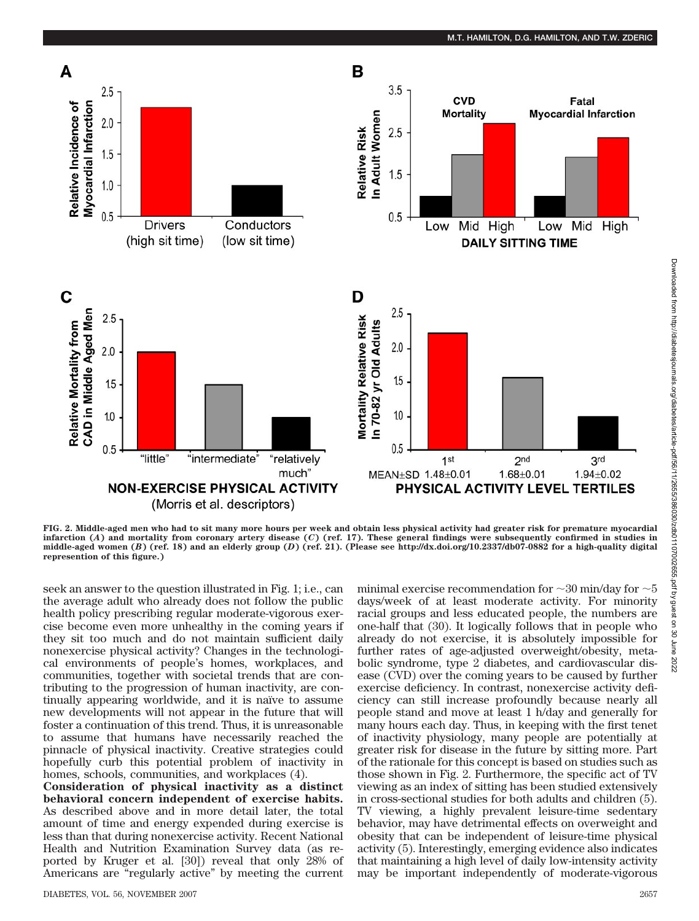FIG. 2. Middle-aged men who had to sit many more hours per week and obtain less physical activity had greater risk for premature myocardial infarction (*A*) and mortality from coronary artery disease (*C*) (ref. 17). These general findings were subsequently confirmed in studies in middle-aged women (*B*) (ref. 18) and an elderly group (*D*) (ref. 21). (Please see http://dx.doi.org/10.2337/db07-0882 for a high-quality digital represention of this figure.)

seek an answer to the question illustrated in Fig. 1; i.e., can the average adult who already does not follow the public health policy prescribing regular moderate-vigorous exercise become even more unhealthy in the coming years if they sit too much and do not maintain sufficient daily nonexercise physical activity? Changes in the technological environments of people's homes, workplaces, and communities, together with societal trends that are contributing to the progression of human inactivity, are continually appearing worldwide, and it is naïve to assume new developments will not appear in the future that will foster a continuation of this trend. Thus, it is unreasonable to assume that humans have necessarily reached the pinnacle of physical inactivity. Creative strategies could hopefully curb this potential problem of inactivity in homes, schools, communities, and workplaces (4).

**Consideration of physical inactivity as a distinct behavioral concern independent of exercise habits.** As described above and in more detail later, the total amount of time and energy expended during exercise is less than that during nonexercise activity. Recent National Health and Nutrition Examination Survey data (as reported by Kruger et al. [30]) reveal that only 28% of Americans are "regularly active" by meeting the current minimal exercise recommendation for ~30 min/day for ~5 days/week of at least moderate activity. For minority racial groups and less educated people, the numbers are one-half that (30). It logically follows that in people who already do not exercise, it is absolutely impossible for further rates of age-adjusted overweight/obesity, metabolic syndrome, type 2 diabetes, and cardiovascular disease (CVD) over the coming years to be caused by further exercise deficiency. In contrast, nonexercise activity deficiency can still increase profoundly because nearly all people stand and move at least 1 h/day and generally for many hours each day. Thus, in keeping with the first tenet of inactivity physiology, many people are potentially at greater risk for disease in the future by sitting more. Part of the rationale for this concept is based on studies such as those shown in Fig. 2. Furthermore, the specific act of TV viewing as an index of sitting has been studied extensively in cross-sectional studies for both adults and children (5). TV viewing, a highly prevalent leisure-time sedentary behavior, may have detrimental effects on overweight and obesity that can be independent of leisure-time physical activity (5). Interestingly, emerging evidence also indicates that maintaining a high level of daily low-intensity activity may be important independently of moderate-vigorous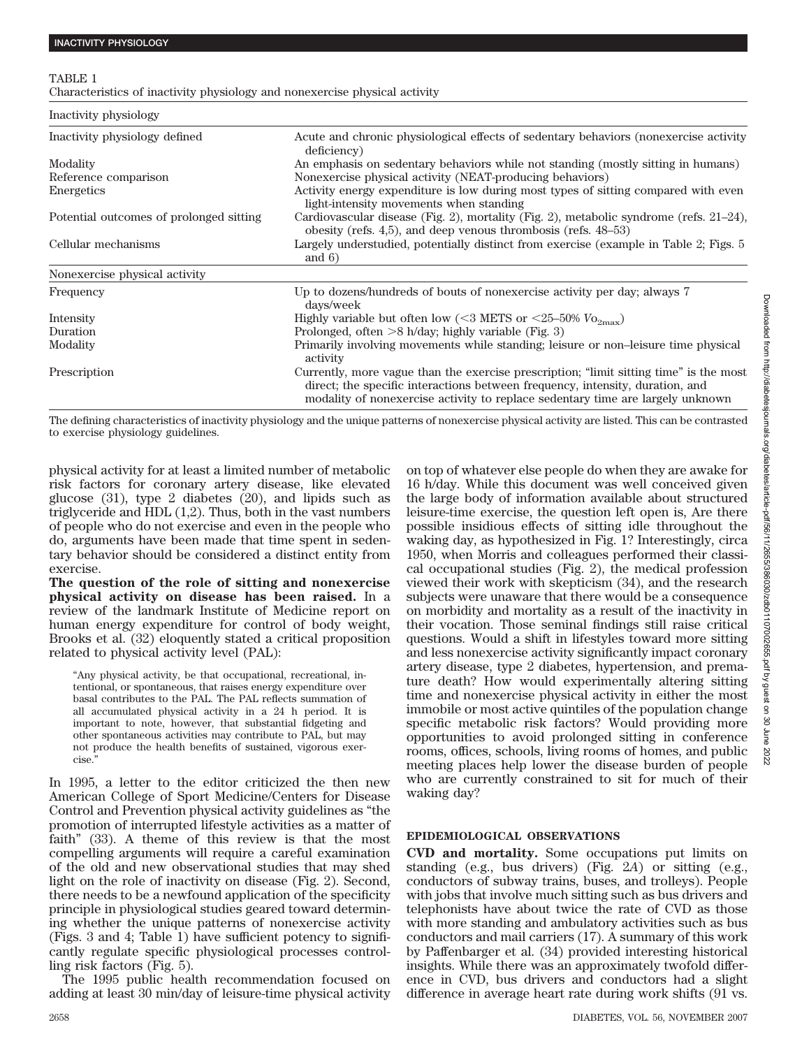TABLE 1

Characteristics of inactivity physiology and nonexercise physical activity

| Inactivity physiology | |
|---|---|
| Inactivity physiology defined | Acute and chronic physiological effects of sedentary behaviors (nonexercise activity deficiency) |
| Modality | An emphasis on sedentary behaviors while not standing (mostly sitting in humans) |
| Reference comparison | Nonexercise physical activity (NEAT-producing behaviors) |
| Energetics | Activity energy expenditure is low during most types of sitting compared with even light-intensity movements when standing |
| Potential outcomes of prolonged sitting | Cardiovascular disease (Fig. 2), mortality (Fig. 2), metabolic syndrome (refs. 21–24), obesity (refs. 4,5), and deep venous thrombosis (refs. 48–53) |
| Cellular mechanisms | Largely understudied, potentially distinct from exercise (example in Table 2; Figs. 5 and 6) |
| **Nonexercise physical activity** | |
| Frequency | Up to dozens/hundreds of bouts of nonexercise activity per day; always 7 days/week |
| Intensity | Highly variable but often low (<3 METS or <25–50% $Vo_{2max}$) |
| Duration | Prolonged, often >8 h/day; highly variable (Fig. 3) |
| Modality | Primarily involving movements while standing; leisure or non–leisure time physical activity |
| Prescription | Currently, more vague than the exercise prescription; "limit sitting time" is the most direct; the specific interactions between frequency, intensity, duration, and modality of nonexercise activity to replace sedentary time are largely unknown |

The defining characteristics of inactivity physiology and the unique patterns of nonexercise physical activity are listed. This can be contrasted to exercise physiology guidelines.

physical activity for at least a limited number of metabolic risk factors for coronary artery disease, like elevated glucose (31), type 2 diabetes (20), and lipids such as triglyceride and HDL (1,2). Thus, both in the vast numbers of people who do not exercise and even in the people who do, arguments have been made that time spent in sedentary behavior should be considered a distinct entity from exercise.

**The question of the role of sitting and nonexercise physical activity on disease has been raised.** In a review of the landmark Institute of Medicine report on human energy expenditure for control of body weight, Brooks et al. (32) eloquently stated a critical proposition related to physical activity level (PAL):

> "Any physical activity, be that occupational, recreational, intentional, or spontaneous, that raises energy expenditure over basal contributes to the PAL. The PAL reflects summation of all accumulated physical activity in a 24 h period. It is important to note, however, that substantial fidgeting and other spontaneous activities may contribute to PAL, but may not produce the health benefits of sustained, vigorous exercise."

In 1995, a letter to the editor criticized the then new American College of Sport Medicine/Centers for Disease Control and Prevention physical activity guidelines as "the promotion of interrupted lifestyle activities as a matter of faith" (33). A theme of this review is that the most compelling arguments will require a careful examination of the old and new observational studies that may shed light on the role of inactivity on disease (Fig. 2). Second, there needs to be a newfound application of the specificity principle in physiological studies geared toward determining whether the unique patterns of nonexercise activity (Figs. 3 and 4; Table 1) have sufficient potency to significantly regulate specific physiological processes controlling risk factors (Fig. 5).

The 1995 public health recommendation focused on adding at least 30 min/day of leisure-time physical activity on top of whatever else people do when they are awake for 16 h/day. While this document was well conceived given the large body of information available about structured leisure-time exercise, the question left open is, Are there possible insidious effects of sitting idle throughout the waking day, as hypothesized in Fig. 1? Interestingly, circa 1950, when Morris and colleagues performed their classical occupational studies (Fig. 2), the medical profession viewed their work with skepticism (34), and the research subjects were unaware that there would be a consequence on morbidity and mortality as a result of the inactivity in their vocation. Those seminal findings still raise critical questions. Would a shift in lifestyles toward more sitting and less nonexercise activity significantly impact coronary artery disease, type 2 diabetes, hypertension, and premature death? How would experimentally altering sitting time and nonexercise physical activity in either the most immobile or most active quintiles of the population change specific metabolic risk factors? Would providing more opportunities to avoid prolonged sitting in conference rooms, offices, schools, living rooms of homes, and public meeting places help lower the disease burden of people who are currently constrained to sit for much of their waking day?

## EPIDEMIOLOGICAL OBSERVATIONS

**CVD and mortality.** Some occupations put limits on standing (e.g., bus drivers) (Fig. 2*A*) or sitting (e.g., conductors of subway trains, buses, and trolleys). People with jobs that involve much sitting such as bus drivers and telephonists have about twice the rate of CVD as those with more standing and ambulatory activities such as bus conductors and mail carriers (17). A summary of this work by Paffenbarger et al. (34) provided interesting historical insights. While there was an approximately twofold difference in CVD, bus drivers and conductors had a slight difference in average heart rate during work shifts (91 vs.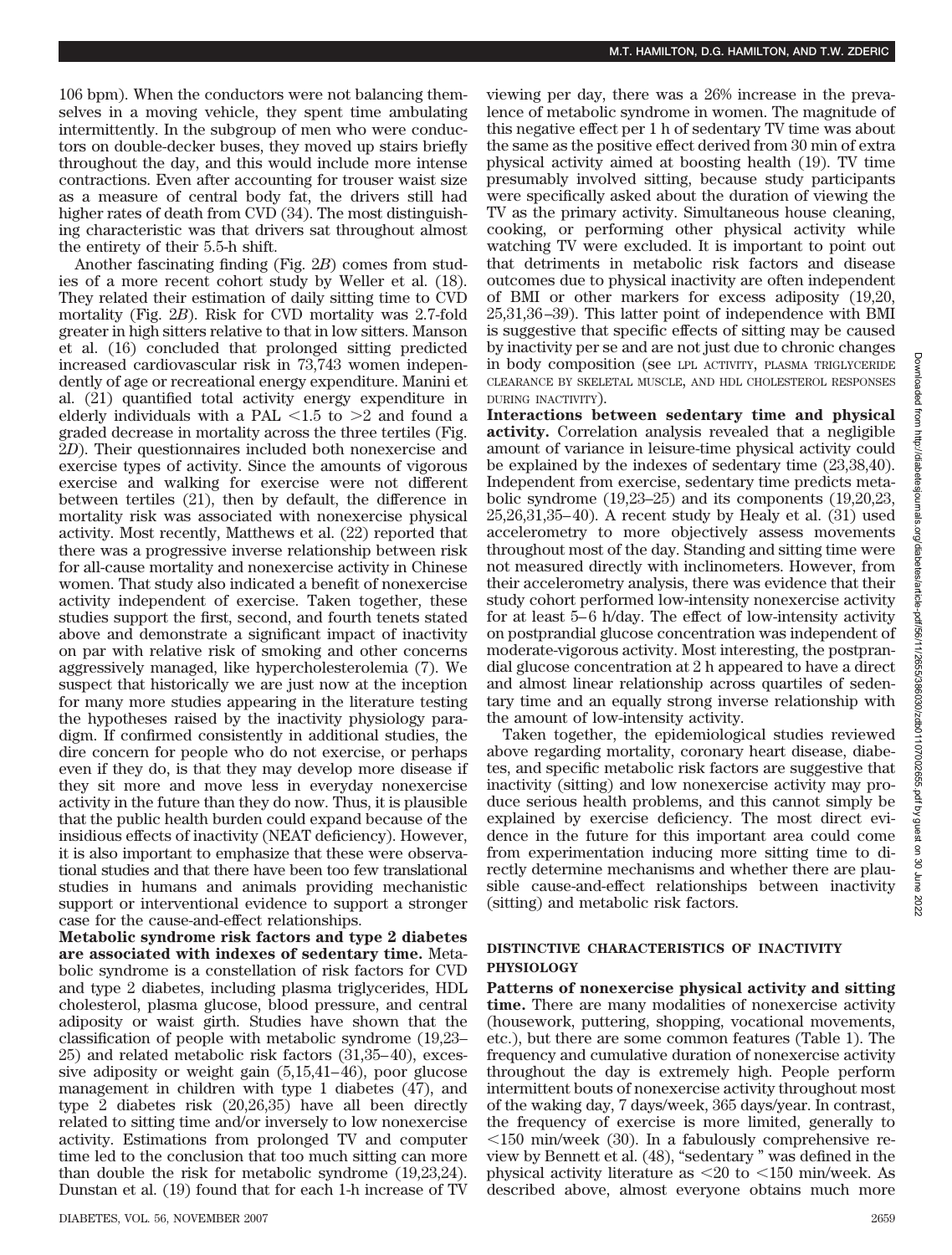106 bpm). When the conductors were not balancing themselves in a moving vehicle, they spent time ambulating intermittently. In the subgroup of men who were conductors on double-decker buses, they moved up stairs briefly throughout the day, and this would include more intense contractions. Even after accounting for trouser waist size as a measure of central body fat, the drivers still had higher rates of death from CVD (34). The most distinguishing characteristic was that drivers sat throughout almost the entirety of their 5.5-h shift.

Another fascinating finding (Fig. 2*B*) comes from studies of a more recent cohort study by Weller et al. (18). They related their estimation of daily sitting time to CVD mortality (Fig. 2*B*). Risk for CVD mortality was 2.7-fold greater in high sitters relative to that in low sitters. Manson et al. (16) concluded that prolonged sitting predicted increased cardiovascular risk in 73,743 women independently of age or recreational energy expenditure. Manini et al. (21) quantified total activity energy expenditure in elderly individuals with a PAL <1.5 to >2 and found a graded decrease in mortality across the three tertiles (Fig. 2*D*). Their questionnaires included both nonexercise and exercise types of activity. Since the amounts of vigorous exercise and walking for exercise were not different between tertiles (21), then by default, the difference in mortality risk was associated with nonexercise physical activity. Most recently, Matthews et al. (22) reported that there was a progressive inverse relationship between risk for all-cause mortality and nonexercise activity in Chinese women. That study also indicated a benefit of nonexercise activity independent of exercise. Taken together, these studies support the first, second, and fourth tenets stated above and demonstrate a significant impact of inactivity on par with relative risk of smoking and other concerns aggressively managed, like hypercholesterolemia (7). We suspect that historically we are just now at the inception for many more studies appearing in the literature testing the hypotheses raised by the inactivity physiology paradigm. If confirmed consistently in additional studies, the dire concern for people who do not exercise, or perhaps even if they do, is that they may develop more disease if they sit more and move less in everyday nonexercise activity in the future than they do now. Thus, it is plausible that the public health burden could expand because of the insidious effects of inactivity (NEAT deficiency). However, it is also important to emphasize that these were observational studies and that there have been too few translational studies in humans and animals providing mechanistic support or interventional evidence to support a stronger case for the cause-and-effect relationships.

**Metabolic syndrome risk factors and type 2 diabetes are associated with indexes of sedentary time.** Metabolic syndrome is a constellation of risk factors for CVD and type 2 diabetes, including plasma triglycerides, HDL cholesterol, plasma glucose, blood pressure, and central adiposity or waist girth. Studies have shown that the classification of people with metabolic syndrome (19,23–25) and related metabolic risk factors (31,35–40), excessive adiposity or weight gain (5,15,41–46), poor glucose management in children with type 1 diabetes (47), and type 2 diabetes risk (20,26,35) have all been directly related to sitting time and/or inversely to low nonexercise activity. Estimations from prolonged TV and computer time led to the conclusion that too much sitting can more than double the risk for metabolic syndrome (19,23,24). Dunstan et al. (19) found that for each 1-h increase of TV viewing per day, there was a 26% increase in the prevalence of metabolic syndrome in women. The magnitude of this negative effect per 1 h of sedentary TV time was about the same as the positive effect derived from 30 min of extra physical activity aimed at boosting health (19). TV time presumably involved sitting, because study participants were specifically asked about the duration of viewing the TV as the primary activity. Simultaneous house cleaning, cooking, or performing other physical activity while watching TV were excluded. It is important to point out that detriments in metabolic risk factors and disease outcomes due to physical inactivity are often independent of BMI or other markers for excess adiposity (19,20, 25,31,36–39). This latter point of independence with BMI is suggestive that specific effects of sitting may be caused by inactivity per se and are not just due to chronic changes in body composition (see LPL ACTIVITY, PLASMA TRIGLYCERIDE CLEARANCE BY SKELETAL MUSCLE, AND HDL CHOLESTEROL RESPONSES DURING INACTIVITY).

**Interactions between sedentary time and physical activity.** Correlation analysis revealed that a negligible amount of variance in leisure-time physical activity could be explained by the indexes of sedentary time (23,38,40). Independent from exercise, sedentary time predicts metabolic syndrome (19,23–25) and its components (19,20,23, 25,26,31,35–40). A recent study by Healy et al. (31) used accelerometry to more objectively assess movements throughout most of the day. Standing and sitting time were not measured directly with inclinometers. However, from their accelerometry analysis, there was evidence that their study cohort performed low-intensity nonexercise activity for at least 5–6 h/day. The effect of low-intensity activity on postprandial glucose concentration was independent of moderate-vigorous activity. Most interesting, the postprandial glucose concentration at 2 h appeared to have a direct and almost linear relationship across quartiles of sedentary time and an equally strong inverse relationship with the amount of low-intensity activity.

Taken together, the epidemiological studies reviewed above regarding mortality, coronary heart disease, diabetes, and specific metabolic risk factors are suggestive that inactivity (sitting) and low nonexercise activity may produce serious health problems, and this cannot simply be explained by exercise deficiency. The most direct evidence in the future for this important area could come from experimentation inducing more sitting time to directly determine mechanisms and whether there are plausible cause-and-effect relationships between inactivity (sitting) and metabolic risk factors.

## DISTINCTIVE CHARACTERISTICS OF INACTIVITY PHYSIOLOGY

**Patterns of nonexercise physical activity and sitting time.** There are many modalities of nonexercise activity (housework, puttering, shopping, vocational movements, etc.), but there are some common features (Table 1). The frequency and cumulative duration of nonexercise activity throughout the day is extremely high. People perform intermittent bouts of nonexercise activity throughout most of the waking day, 7 days/week, 365 days/year. In contrast, the frequency of exercise is more limited, generally to <150 min/week (30). In a fabulously comprehensive review by Bennett et al. (48), "sedentary" was defined in the physical activity literature as <20 to <150 min/week. As described above, almost everyone obtains much more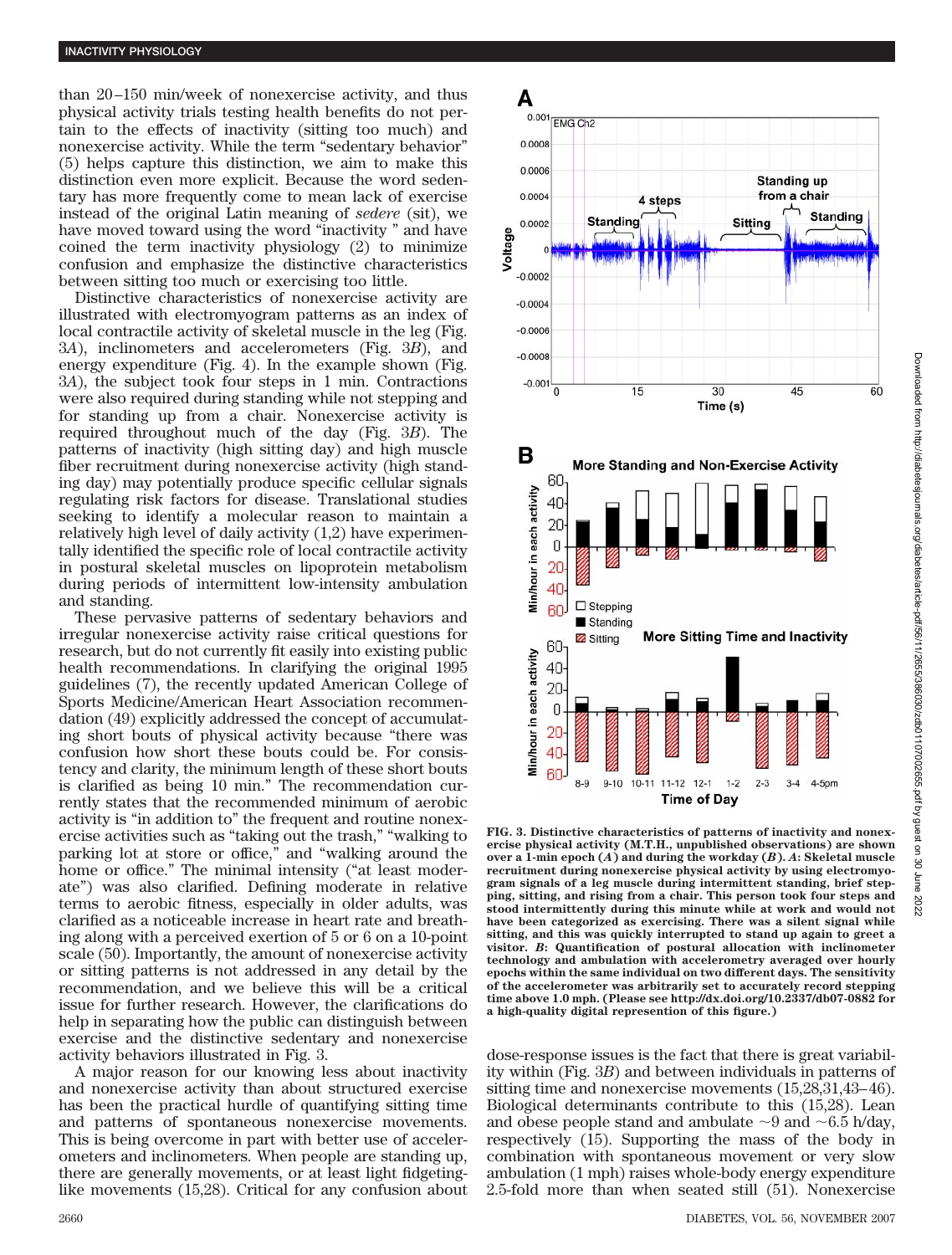than 20–150 min/week of nonexercise activity, and thus physical activity trials testing health benefits do not pertain to the effects of inactivity (sitting too much) and nonexercise activity. While the term "sedentary behavior" (5) helps capture this distinction, we aim to make this distinction even more explicit. Because the word sedentary has more frequently come to mean lack of exercise instead of the original Latin meaning of *sedere* (sit), we have moved toward using the word "inactivity " and have coined the term inactivity physiology (2) to minimize confusion and emphasize the distinctive characteristics between sitting too much or exercising too little.

Distinctive characteristics of nonexercise activity are illustrated with electromyogram patterns as an index of local contractile activity of skeletal muscle in the leg (Fig. 3*A*), inclinometers and accelerometers (Fig. 3*B*), and energy expenditure (Fig. 4). In the example shown (Fig. 3*A*), the subject took four steps in 1 min. Contractions were also required during standing while not stepping and for standing up from a chair. Nonexercise activity is required throughout much of the day (Fig. 3*B*). The patterns of inactivity (high sitting day) and high muscle fiber recruitment during nonexercise activity (high standing day) may potentially produce specific cellular signals regulating risk factors for disease. Translational studies seeking to identify a molecular reason to maintain a relatively high level of daily activity (1,2) have experimentally identified the specific role of local contractile activity in postural skeletal muscles on lipoprotein metabolism during periods of intermittent low-intensity ambulation and standing.

These pervasive patterns of sedentary behaviors and irregular nonexercise activity raise critical questions for research, but do not currently fit easily into existing public health recommendations. In clarifying the original 1995 guidelines (7), the recently updated American College of Sports Medicine/American Heart Association recommendation (49) explicitly addressed the concept of accumulating short bouts of physical activity because "there was confusion how short these bouts could be. For consistency and clarity, the minimum length of these short bouts is clarified as being 10 min." The recommendation currently states that the recommended minimum of aerobic activity is "in addition to" the frequent and routine nonexercise activities such as "taking out the trash," "walking to parking lot at store or office," and "walking around the home or office." The minimal intensity ("at least moderate") was also clarified. Defining moderate in relative terms to aerobic fitness, especially in older adults, was clarified as a noticeable increase in heart rate and breathing along with a perceived exertion of 5 or 6 on a 10-point scale (50). Importantly, the amount of nonexercise activity or sitting patterns is not addressed in any detail by the recommendation, and we believe this will be a critical issue for further research. However, the clarifications do help in separating how the public can distinguish between exercise and the distinctive sedentary and nonexercise activity behaviors illustrated in Fig. 3.

A major reason for our knowing less about inactivity and nonexercise activity than about structured exercise has been the practical hurdle of quantifying sitting time and patterns of spontaneous nonexercise movements. This is being overcome in part with better use of accelerometers and inclinometers. When people are standing up, there are generally movements, or at least light fidgeting-like movements (15,28). Critical for any confusion about dose-response issues is the fact that there is great variability within (Fig. 3*B*) and between individuals in patterns of sitting time and nonexercise movements (15,28,31,43–46). Biological determinants contribute to this (15,28). Lean and obese people stand and ambulate ~9 and ~6.5 h/day, respectively (15). Supporting the mass of the body in combination with spontaneous movement or very slow ambulation (1 mph) raises whole-body energy expenditure 2.5-fold more than when seated still (51). Nonexercise

**FIG. 3. Distinctive characteristics of patterns of inactivity and nonexercise physical activity (M.T.H., unpublished observations) are shown over a 1-min epoch (*A*) and during the workday (*B*). *A*: Skeletal muscle recruitment during nonexercise physical activity by using electromyogram signals of a leg muscle during intermittent standing, brief stepping, sitting, and rising from a chair. This person took four steps and stood intermittently during this minute while at work and would not have been categorized as exercising. There was a silent signal while sitting, and this was quickly interrupted to stand up again to greet a visitor. *B*: Quantification of postural allocation with inclinometer technology and ambulation with accelerometry averaged over hourly epochs within the same individual on two different days. The sensitivity of the accelerometer was arbitrarily set to accurately record stepping time above 1.0 mph. (Please see http://dx.doi.org/10.2337/db07-0882 for a high-quality digital represention of this figure.)**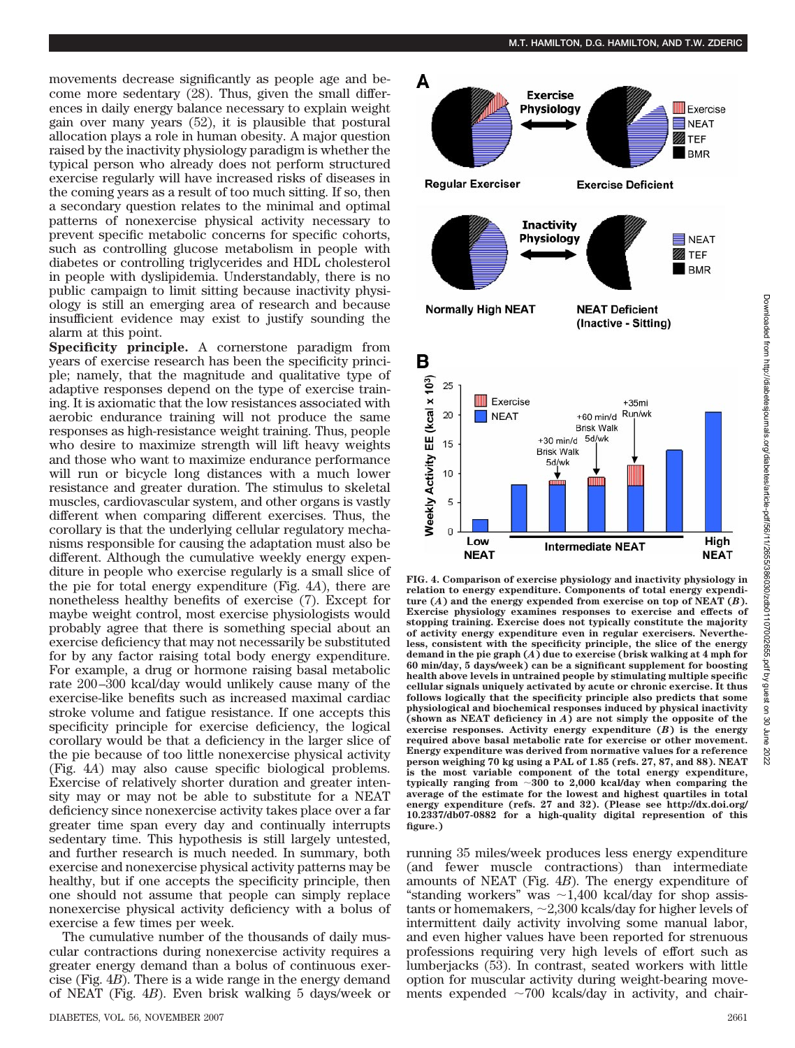movements decrease significantly as people age and become more sedentary (28). Thus, given the small differences in daily energy balance necessary to explain weight gain over many years (52), it is plausible that postural allocation plays a role in human obesity. A major question raised by the inactivity physiology paradigm is whether the typical person who already does not perform structured exercise regularly will have increased risks of diseases in the coming years as a result of too much sitting. If so, then a secondary question relates to the minimal and optimal patterns of nonexercise physical activity necessary to prevent specific metabolic concerns for specific cohorts, such as controlling glucose metabolism in people with diabetes or controlling triglycerides and HDL cholesterol in people with dyslipidemia. Understandably, there is no public campaign to limit sitting because inactivity physiology is still an emerging area of research and because insufficient evidence may exist to justify sounding the alarm at this point.

**Specificity principle.** A cornerstone paradigm from years of exercise research has been the specificity principle; namely, that the magnitude and qualitative type of adaptive responses depend on the type of exercise training. It is axiomatic that the low resistances associated with aerobic endurance training will not produce the same responses as high-resistance weight training. Thus, people who desire to maximize strength will lift heavy weights and those who want to maximize endurance performance will run or bicycle long distances with a much lower resistance and greater duration. The stimulus to skeletal muscles, cardiovascular system, and other organs is vastly different when comparing different exercises. Thus, the corollary is that the underlying cellular regulatory mechanisms responsible for causing the adaptation must also be different. Although the cumulative weekly energy expenditure in people who exercise regularly is a small slice of the pie for total energy expenditure (Fig. 4*A*), there are nonetheless healthy benefits of exercise (7). Except for maybe weight control, most exercise physiologists would probably agree that there is something special about an exercise deficiency that may not necessarily be substituted for by any factor raising total body energy expenditure. For example, a drug or hormone raising basal metabolic rate 200–300 kcal/day would unlikely cause many of the exercise-like benefits such as increased maximal cardiac stroke volume and fatigue resistance. If one accepts this specificity principle for exercise deficiency, the logical corollary would be that a deficiency in the larger slice of the pie because of too little nonexercise physical activity (Fig. 4*A*) may also cause specific biological problems. Exercise of relatively shorter duration and greater intensity may or may not be able to substitute for a NEAT deficiency since nonexercise activity takes place over a far greater time span every day and continually interrupts sedentary time. This hypothesis is still largely untested, and further research is much needed. In summary, both exercise and nonexercise physical activity patterns may be healthy, but if one accepts the specificity principle, then one should not assume that people can simply replace nonexercise physical activity deficiency with a bolus of exercise a few times per week.

The cumulative number of the thousands of daily muscular contractions during nonexercise activity requires a greater energy demand than a bolus of continuous exercise (Fig. 4*B*). There is a wide range in the energy demand of NEAT (Fig. 4*B*). Even brisk walking 5 days/week or running 35 miles/week produces less energy expenditure (and fewer muscle contractions) than intermediate amounts of NEAT (Fig. 4*B*). The energy expenditure of "standing workers" was ~1,400 kcal/day for shop assistants or homemakers, ~2,300 kcals/day for higher levels of intermittent daily activity involving some manual labor, and even higher values have been reported for strenuous professions requiring very high levels of effort such as lumberjacks (53). In contrast, seated workers with little option for muscular activity during weight-bearing movements expended ~700 kcals/day in activity, and chair-

**FIG. 4. Comparison of exercise physiology and inactivity physiology in relation to energy expenditure. Components of total energy expenditure (*A*) and the energy expended from exercise on top of NEAT (*B*). Exercise physiology examines responses to exercise and effects of stopping training. Exercise does not typically constitute the majority of activity energy expenditure even in regular exercisers. Nevertheless, consistent with the specificity principle, the slice of the energy demand in the pie graph (*A*) due to exercise (brisk walking at 4 mph for 60 min/day, 5 days/week) can be a significant supplement for boosting health above levels in untrained people by stimulating multiple specific cellular signals uniquely activated by acute or chronic exercise. It thus follows logically that the specificity principle also predicts that some physiological and biochemical responses induced by physical inactivity (shown as NEAT deficiency in *A*) are not simply the opposite of the exercise responses. Activity energy expenditure (*B*) is the energy required above basal metabolic rate for exercise or other movement. Energy expenditure was derived from normative values for a reference person weighing 70 kg using a PAL of 1.85 (refs. 27, 87, and 88). NEAT is the most variable component of the total energy expenditure, typically ranging from ~300 to 2,000 kcal/day when comparing the average of the estimate for the lowest and highest quartiles in total energy expenditure (refs. 27 and 32). (Please see http://dx.doi.org/10.2337/db07-0882 for a high-quality digital representation of this figure.)**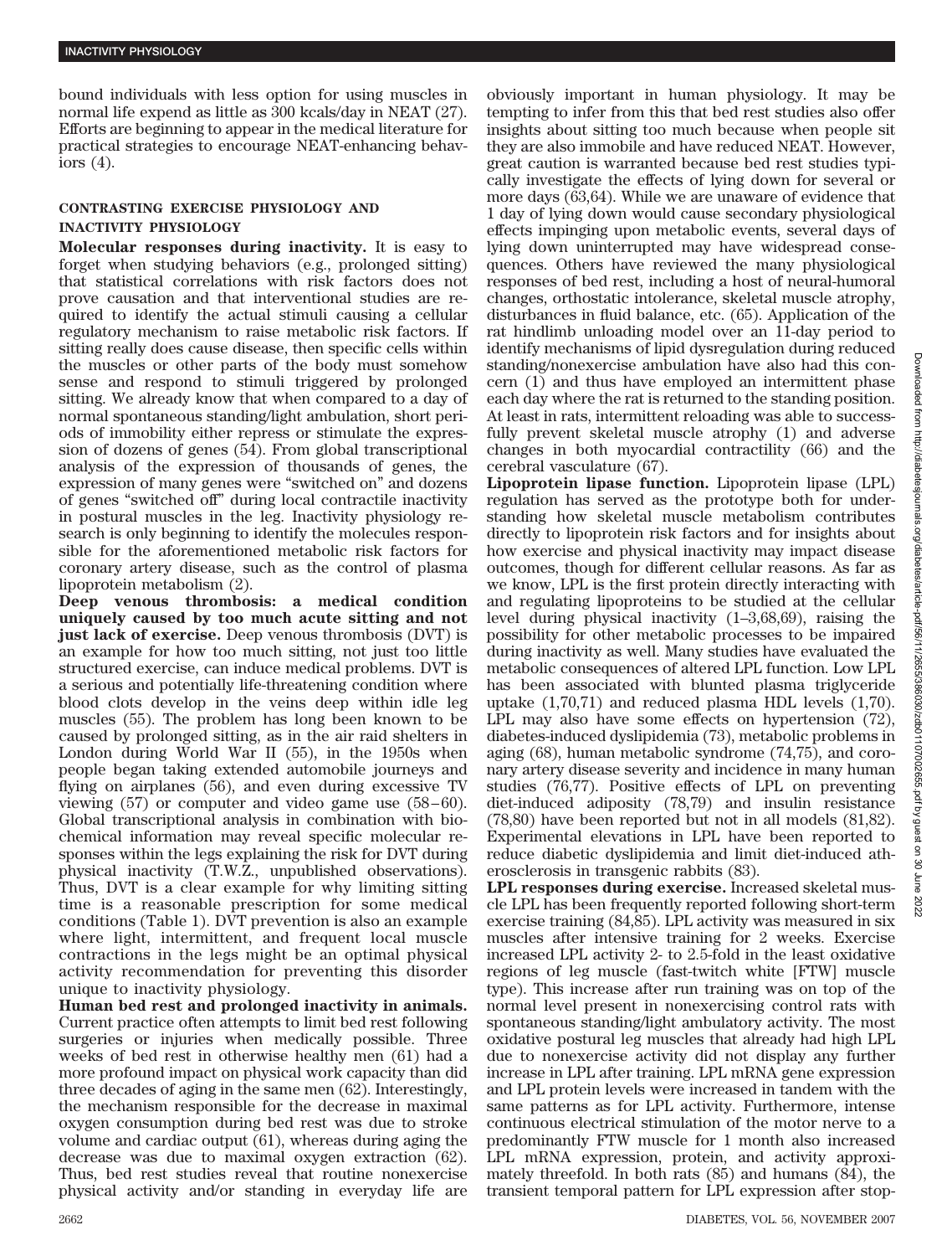bound individuals with less option for using muscles in normal life expend as little as 300 kcals/day in NEAT (27). Efforts are beginning to appear in the medical literature for practical strategies to encourage NEAT-enhancing behaviors (4).

## CONTRASTING EXERCISE PHYSIOLOGY AND INACTIVITY PHYSIOLOGY

**Molecular responses during inactivity.** It is easy to forget when studying behaviors (e.g., prolonged sitting) that statistical correlations with risk factors does not prove causation and that interventional studies are required to identify the actual stimuli causing a cellular regulatory mechanism to raise metabolic risk factors. If sitting really does cause disease, then specific cells within the muscles or other parts of the body must somehow sense and respond to stimuli triggered by prolonged sitting. We already know that when compared to a day of normal spontaneous standing/light ambulation, short periods of immobility either repress or stimulate the expression of dozens of genes (54). From global transcriptional analysis of the expression of thousands of genes, the expression of many genes were "switched on" and dozens of genes "switched off" during local contractile inactivity in postural muscles in the leg. Inactivity physiology research is only beginning to identify the molecules responsible for the aforementioned metabolic risk factors for coronary artery disease, such as the control of plasma lipoprotein metabolism (2).

**Deep venous thrombosis: a medical condition uniquely caused by too much acute sitting and not just lack of exercise.** Deep venous thrombosis (DVT) is an example for how too much sitting, not just too little structured exercise, can induce medical problems. DVT is a serious and potentially life-threatening condition where blood clots develop in the veins deep within idle leg muscles (55). The problem has long been known to be caused by prolonged sitting, as in the air raid shelters in London during World War II (55), in the 1950s when people began taking extended automobile journeys and flying on airplanes (56), and even during excessive TV viewing (57) or computer and video game use (58–60). Global transcriptional analysis in combination with biochemical information may reveal specific molecular responses within the legs explaining the risk for DVT during physical inactivity (T.W.Z., unpublished observations). Thus, DVT is a clear example for why limiting sitting time is a reasonable prescription for some medical conditions (Table 1). DVT prevention is also an example where light, intermittent, and frequent local muscle contractions in the legs might be an optimal physical activity recommendation for preventing this disorder unique to inactivity physiology.

**Human bed rest and prolonged inactivity in animals.** Current practice often attempts to limit bed rest following surgeries or injuries when medically possible. Three weeks of bed rest in otherwise healthy men (61) had a more profound impact on physical work capacity than did three decades of aging in the same men (62). Interestingly, the mechanism responsible for the decrease in maximal oxygen consumption during bed rest was due to stroke volume and cardiac output (61), whereas during aging the decrease was due to maximal oxygen extraction (62). Thus, bed rest studies reveal that routine nonexercise physical activity and/or standing in everyday life are obviously important in human physiology. It may be tempting to infer from this that bed rest studies also offer insights about sitting too much because when people sit they are also immobile and have reduced NEAT. However, great caution is warranted because bed rest studies typically investigate the effects of lying down for several or more days (63,64). While we are unaware of evidence that 1 day of lying down would cause secondary physiological effects impinging upon metabolic events, several days of lying down uninterrupted may have widespread consequences. Others have reviewed the many physiological responses of bed rest, including a host of neural-humoral changes, orthostatic intolerance, skeletal muscle atrophy, disturbances in fluid balance, etc. (65). Application of the rat hindlimb unloading model over an 11-day period to identify mechanisms of lipid dysregulation during reduced standing/nonexercise ambulation have also had this concern (1) and thus have employed an intermittent phase each day where the rat is returned to the standing position. At least in rats, intermittent reloading was able to successfully prevent skeletal muscle atrophy (1) and adverse changes in both myocardial contractility (66) and the cerebral vasculature (67).

**Lipoprotein lipase function.** Lipoprotein lipase (LPL) regulation has served as the prototype both for understanding how skeletal muscle metabolism contributes directly to lipoprotein risk factors and for insights about how exercise and physical inactivity may impact disease outcomes, though for different cellular reasons. As far as we know, LPL is the first protein directly interacting with and regulating lipoproteins to be studied at the cellular level during physical inactivity (1–3,68,69), raising the possibility for other metabolic processes to be impaired during inactivity as well. Many studies have evaluated the metabolic consequences of altered LPL function. Low LPL has been associated with blunted plasma triglyceride uptake (1,70,71) and reduced plasma HDL levels (1,70). LPL may also have some effects on hypertension (72), diabetes-induced dyslipidemia (73), metabolic problems in aging (68), human metabolic syndrome (74,75), and coronary artery disease severity and incidence in many human studies (76,77). Positive effects of LPL on preventing diet-induced adiposity (78,79) and insulin resistance (78,80) have been reported but not in all models (81,82). Experimental elevations in LPL have been reported to reduce diabetic dyslipidemia and limit diet-induced atherosclerosis in transgenic rabbits (83).

**LPL responses during exercise.** Increased skeletal muscle LPL has been frequently reported following short-term exercise training (84,85). LPL activity was measured in six muscles after intensive training for 2 weeks. Exercise increased LPL activity 2- to 2.5-fold in the least oxidative regions of leg muscle (fast-twitch white [FTW] muscle type). This increase after run training was on top of the normal level present in nonexercising control rats with spontaneous standing/light ambulatory activity. The most oxidative postural leg muscles that already had high LPL due to nonexercise activity did not display any further increase in LPL after training. LPL mRNA gene expression and LPL protein levels were increased in tandem with the same patterns as for LPL activity. Furthermore, intense continuous electrical stimulation of the motor nerve to a predominantly FTW muscle for 1 month also increased LPL mRNA expression, protein, and activity approximately threefold. In both rats (85) and humans (84), the transient temporal pattern for LPL expression after stop-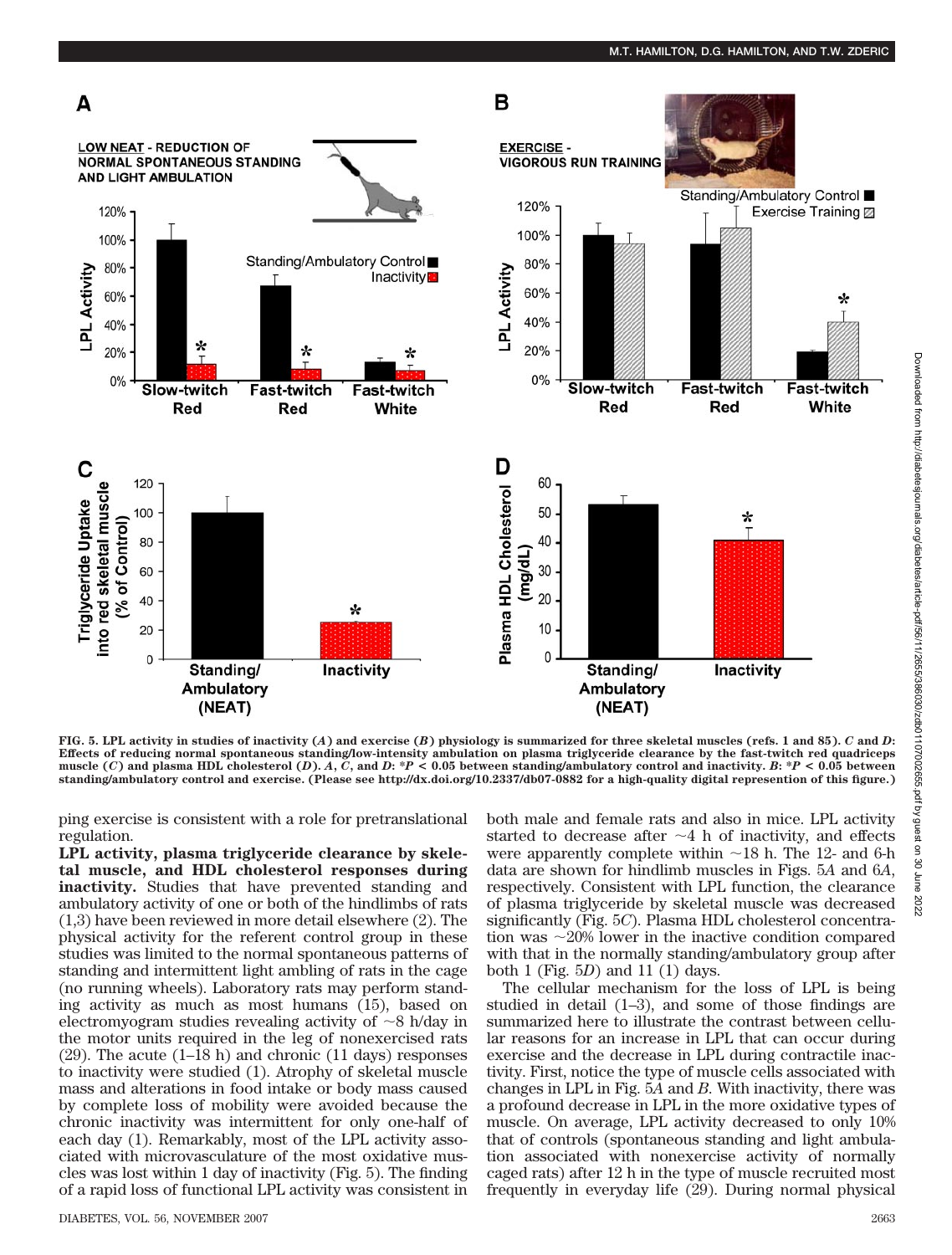**FIG. 5. LPL activity in studies of inactivity (*A*) and exercise (*B*) physiology is summarized for three skeletal muscles (refs. 1 and 85). *C* and *D*: Effects of reducing normal spontaneous standing/low-intensity ambulation on plasma triglyceride clearance by the fast-twitch red quadriceps muscle (*C*) and plasma HDL cholesterol (*D*). *A*, *C*, and *D*: \*$P < 0.05$ between standing/ambulatory control and inactivity. *B*: \*$P < 0.05$ between standing/ambulatory control and exercise. (Please see http://dx.doi.org/10.2337/db07-0882 for a high-quality digital represention of this figure.)**

ping exercise is consistent with a role for pretranslational regulation.

**LPL activity, plasma triglyceride clearance by skeletal muscle, and HDL cholesterol responses during inactivity.** Studies that have prevented standing and ambulatory activity of one or both of the hindlimbs of rats (1,3) have been reviewed in more detail elsewhere (2). The physical activity for the referent control group in these studies was limited to the normal spontaneous patterns of standing and intermittent light ambling of rats in the cage (no running wheels). Laboratory rats may perform standing activity as much as most humans (15), based on electromyogram studies revealing activity of ~8 h/day in the motor units required in the leg of nonexercised rats (29). The acute (1–18 h) and chronic (11 days) responses to inactivity were studied (1). Atrophy of skeletal muscle mass and alterations in food intake or body mass caused by complete loss of mobility were avoided because the chronic inactivity was intermittent for only one-half of each day (1). Remarkably, most of the LPL activity associated with microvasculature of the most oxidative muscles was lost within 1 day of inactivity (Fig. 5). The finding of a rapid loss of functional LPL activity was consistent in both male and female rats and also in mice. LPL activity started to decrease after ~4 h of inactivity, and effects were apparently complete within ~18 h. The 12- and 6-h data are shown for hindlimb muscles in Figs. 5*A* and 6*A*, respectively. Consistent with LPL function, the clearance of plasma triglyceride by skeletal muscle was decreased significantly (Fig. 5*C*). Plasma HDL cholesterol concentration was ~20% lower in the inactive condition compared with that in the normally standing/ambulatory group after both 1 (Fig. 5*D*) and 11 (1) days.

The cellular mechanism for the loss of LPL is being studied in detail (1–3), and some of those findings are summarized here to illustrate the contrast between cellular reasons for an increase in LPL that can occur during exercise and the decrease in LPL during contractile inactivity. First, notice the type of muscle cells associated with changes in LPL in Fig. 5*A* and *B*. With inactivity, there was a profound decrease in LPL in the more oxidative types of muscle. On average, LPL activity decreased to only 10% that of controls (spontaneous standing and light ambulation associated with nonexercise activity of normally caged rats) after 12 h in the type of muscle recruited most frequently in everyday life (29). During normal physical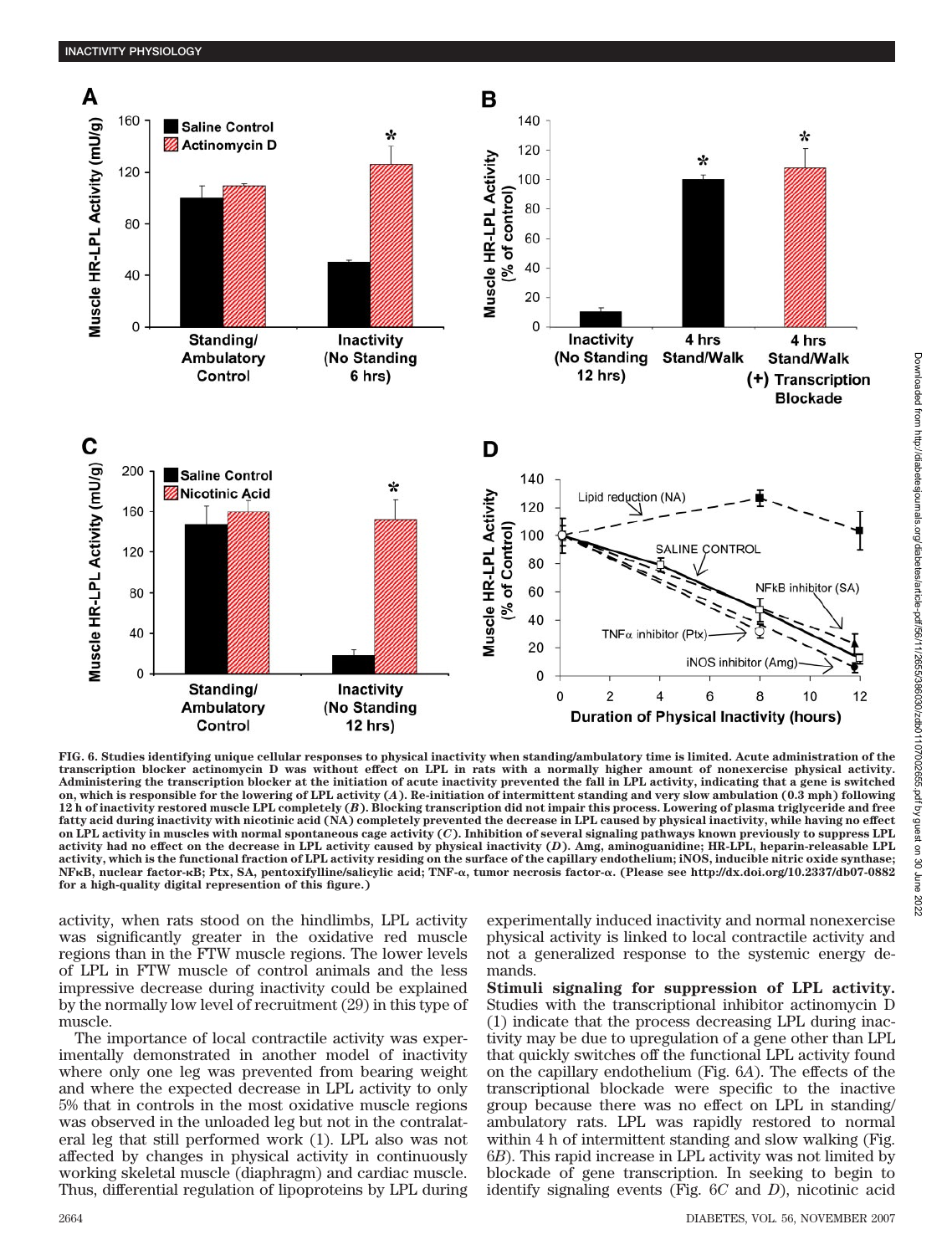FIG. 6. Studies identifying unique cellular responses to physical inactivity when standing/ambulatory time is limited. Acute administration of the transcription blocker actinomycin D was without effect on LPL in rats with a normally higher amount of nonexercise physical activity. Administering the transcription blocker at the initiation of acute inactivity prevented the fall in LPL activity, indicating that a gene is switched on, which is responsible for the lowering of LPL activity (*A*). Re-initiation of intermittent standing and very slow ambulation (0.3 mph) following 12 h of inactivity restored muscle LPL completely (*B*). Blocking transcription did not impair this process. Lowering of plasma triglyceride and free fatty acid during inactivity with nicotinic acid (NA) completely prevented the decrease in LPL caused by physical inactivity, while having no effect on LPL activity in muscles with normal spontaneous cage activity (*C*). Inhibition of several signaling pathways known previously to suppress LPL activity had no effect on the decrease in LPL activity caused by physical inactivity (*D*). Amg, aminoguanidine; HR-LPL, heparin-releasable LPL activity, which is the functional fraction of LPL activity residing on the surface of the capillary endothelium; iNOS, inducible nitric oxide synthase; NFκB, nuclear factor-κB; Ptx, SA, pentoxifylline/salicylic acid; TNF-α, tumor necrosis factor-α. (Please see http://dx.doi.org/10.2337/db07-0882 for a high-quality digital representation of this figure.)

activity, when rats stood on the hindlimbs, LPL activity was significantly greater in the oxidative red muscle regions than in the FTW muscle regions. The lower levels of LPL in FTW muscle of control animals and the less impressive decrease during inactivity could be explained by the normally low level of recruitment (29) in this type of muscle.

The importance of local contractile activity was experimentally demonstrated in another model of inactivity where only one leg was prevented from bearing weight and where the expected decrease in LPL activity to only 5% that in controls in the most oxidative muscle regions was observed in the unloaded leg but not in the contralateral leg that still performed work (1). LPL also was not affected by changes in physical activity in continuously working skeletal muscle (diaphragm) and cardiac muscle. Thus, differential regulation of lipoproteins by LPL during experimentally induced inactivity and normal nonexercise physical activity is linked to local contractile activity and not a generalized response to the systemic energy demands.

**Stimuli signaling for suppression of LPL activity.** Studies with the transcriptional inhibitor actinomycin D (1) indicate that the process decreasing LPL during inactivity may be due to upregulation of a gene other than LPL that quickly switches off the functional LPL activity found on the capillary endothelium (Fig. 6*A*). The effects of the transcriptional blockade were specific to the inactive group because there was no effect on LPL in standing/ambulatory rats. LPL was rapidly restored to normal within 4 h of intermittent standing and slow walking (Fig. 6*B*). This rapid increase in LPL activity was not limited by blockade of gene transcription. In seeking to begin to identify signaling events (Fig. 6*C* and *D*), nicotinic acid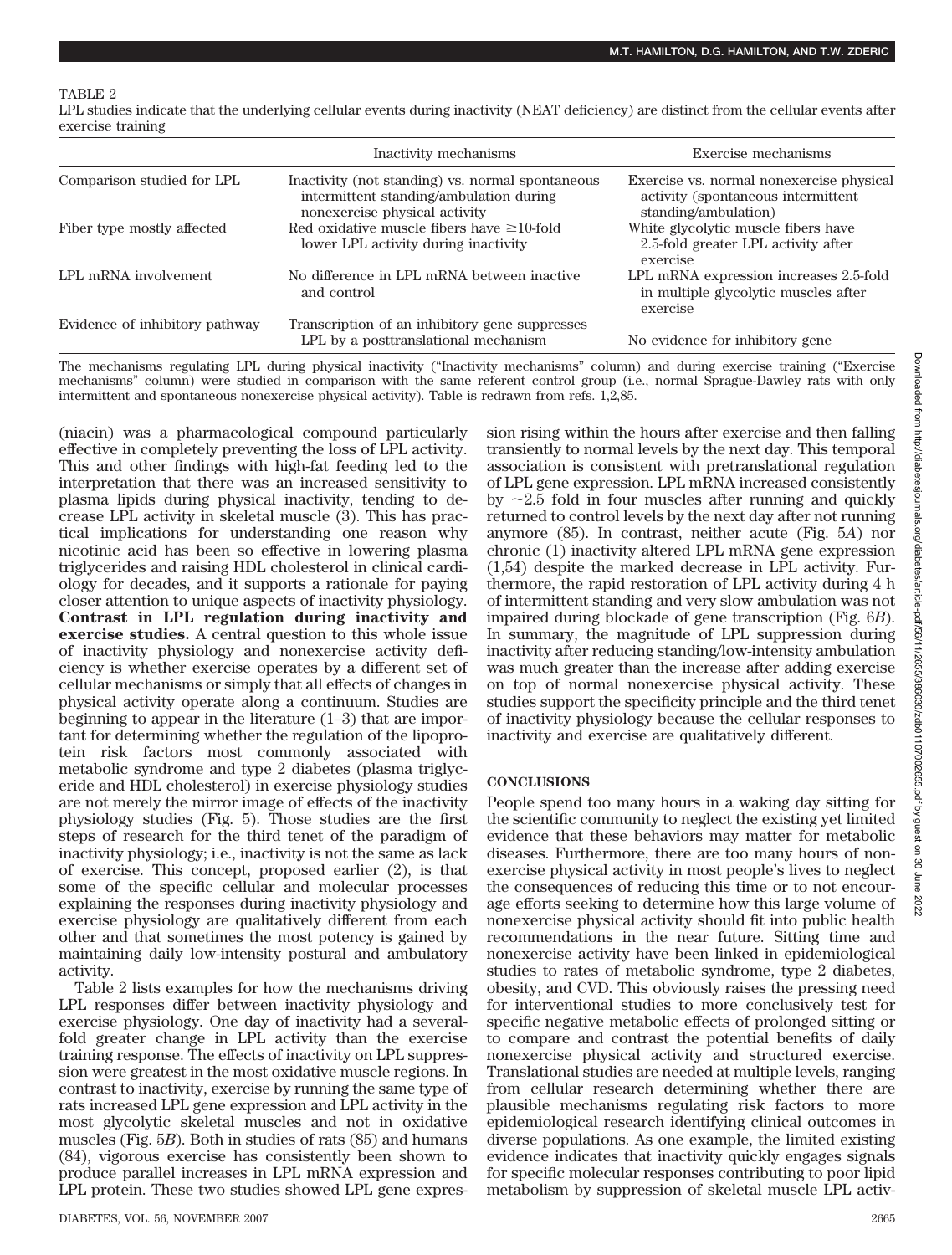TABLE 2

LPL studies indicate that the underlying cellular events during inactivity (NEAT deficiency) are distinct from the cellular events after exercise training

| | Inactivity mechanisms | Exercise mechanisms |
|---|---|---|
| Comparison studied for LPL | Inactivity (not standing) vs. normal spontaneous intermittent standing/ambulation during nonexercise physical activity | Exercise vs. normal nonexercise physical activity (spontaneous intermittent standing/ambulation) |
| Fiber type mostly affected | Red oxidative muscle fibers have ≥10-fold lower LPL activity during inactivity | White glycolytic muscle fibers have 2.5-fold greater LPL activity after exercise |
| LPL mRNA involvement | No difference in LPL mRNA between inactive and control | LPL mRNA expression increases 2.5-fold in multiple glycolytic muscles after exercise |
| Evidence of inhibitory pathway | Transcription of an inhibitory gene suppresses LPL by a posttranslational mechanism | No evidence for inhibitory gene |

The mechanisms regulating LPL during physical inactivity ("Inactivity mechanisms" column) and during exercise training ("Exercise mechanisms" column) were studied in comparison with the same referent control group (i.e., normal Sprague-Dawley rats with only intermittent and spontaneous nonexercise physical activity). Table is redrawn from refs. 1,2,85.

(niacin) was a pharmacological compound particularly effective in completely preventing the loss of LPL activity. This and other findings with high-fat feeding led to the interpretation that there was an increased sensitivity to plasma lipids during physical inactivity, tending to decrease LPL activity in skeletal muscle (3). This has practical implications for understanding one reason why nicotinic acid has been so effective in lowering plasma triglycerides and raising HDL cholesterol in clinical cardiology for decades, and it supports a rationale for paying closer attention to unique aspects of inactivity physiology. **Contrast in LPL regulation during inactivity and exercise studies.** A central question to this whole issue of inactivity physiology and nonexercise activity deficiency is whether exercise operates by a different set of cellular mechanisms or simply that all effects of changes in physical activity operate along a continuum. Studies are beginning to appear in the literature (1–3) that are important for determining whether the regulation of the lipoprotein risk factors most commonly associated with metabolic syndrome and type 2 diabetes (plasma triglyceride and HDL cholesterol) in exercise physiology studies are not merely the mirror image of effects of the inactivity physiology studies (Fig. 5). Those studies are the first steps of research for the third tenet of the paradigm of inactivity physiology; i.e., inactivity is not the same as lack of exercise. This concept, proposed earlier (2), is that some of the specific cellular and molecular processes explaining the responses during inactivity physiology and exercise physiology are qualitatively different from each other and that sometimes the most potency is gained by maintaining daily low-intensity postural and ambulatory activity.

Table 2 lists examples for how the mechanisms driving LPL responses differ between inactivity physiology and exercise physiology. One day of inactivity had a several-fold greater change in LPL activity than the exercise training response. The effects of inactivity on LPL suppression were greatest in the most oxidative muscle regions. In contrast to inactivity, exercise by running the same type of rats increased LPL gene expression and LPL activity in the most glycolytic skeletal muscles and not in oxidative muscles (Fig. 5*B*). Both in studies of rats (85) and humans (84), vigorous exercise has consistently been shown to produce parallel increases in LPL mRNA expression and LPL protein. These two studies showed LPL gene expression rising within the hours after exercise and then falling transiently to normal levels by the next day. This temporal association is consistent with pretranslational regulation of LPL gene expression. LPL mRNA increased consistently by ~2.5 fold in four muscles after running and quickly returned to control levels by the next day after not running anymore (85). In contrast, neither acute (Fig. 5*A*) nor chronic (1) inactivity altered LPL mRNA gene expression (1,54) despite the marked decrease in LPL activity. Furthermore, the rapid restoration of LPL activity during 4 h of intermittent standing and very slow ambulation was not impaired during blockade of gene transcription (Fig. 6*B*). In summary, the magnitude of LPL suppression during inactivity after reducing standing/low-intensity ambulation was much greater than the increase after adding exercise on top of normal nonexercise physical activity. These studies support the specificity principle and the third tenet of inactivity physiology because the cellular responses to inactivity and exercise are qualitatively different.

## CONCLUSIONS

People spend too many hours in a waking day sitting for the scientific community to neglect the existing yet limited evidence that these behaviors may matter for metabolic diseases. Furthermore, there are too many hours of nonexercise physical activity in most people's lives to neglect the consequences of reducing this time or to not encourage efforts seeking to determine how this large volume of nonexercise physical activity should fit into public health recommendations in the near future. Sitting time and nonexercise activity have been linked in epidemiological studies to rates of metabolic syndrome, type 2 diabetes, obesity, and CVD. This obviously raises the pressing need for interventional studies to more conclusively test for specific negative metabolic effects of prolonged sitting or to compare and contrast the potential benefits of daily nonexercise physical activity and structured exercise. Translational studies are needed at multiple levels, ranging from cellular research determining whether there are plausible mechanisms regulating risk factors to more epidemiological research identifying clinical outcomes in diverse populations. As one example, the limited existing evidence indicates that inactivity quickly engages signals for specific molecular responses contributing to poor lipid metabolism by suppression of skeletal muscle LPL activ-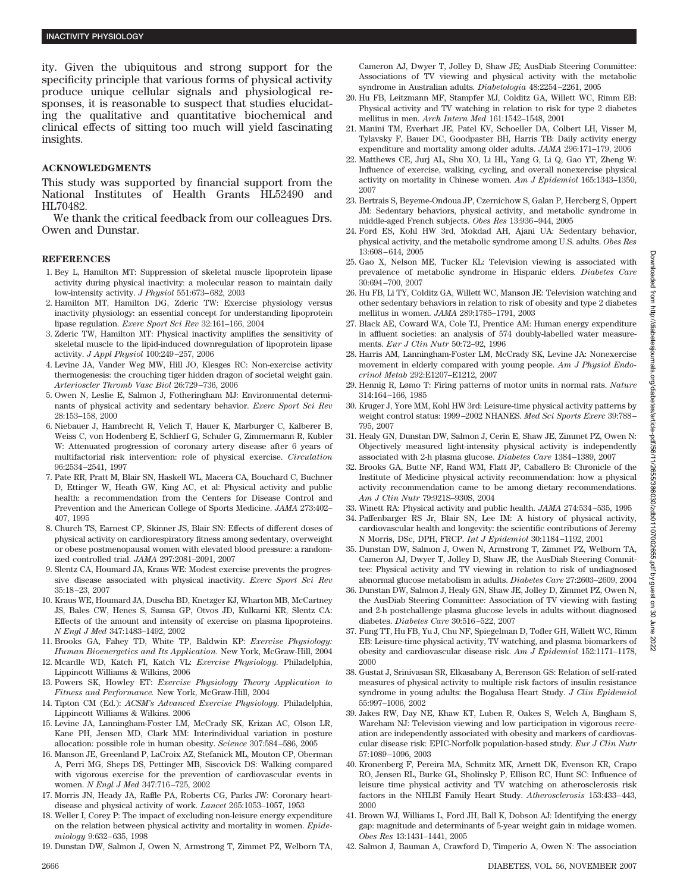ity. Given the ubiquitous and strong support for the specificity principle that various forms of physical activity produce unique cellular signals and physiological responses, it is reasonable to suspect that studies elucidating the qualitative and quantitative biochemical and clinical effects of sitting too much will yield fascinating insights.

## ACKNOWLEDGMENTS

This study was supported by financial support from the National Institutes of Health Grants HL52490 and HL70482.

We thank the critical feedback from our colleagues Drs. Owen and Dunstar.

## REFERENCES

1. Bey L, Hamilton MT: Suppression of skeletal muscle lipoprotein lipase activity during physical inactivity: a molecular reason to maintain daily low-intensity activity. *J Physiol* 551:673–682, 2003
2. Hamilton MT, Hamilton DG, Zderic TW: Exercise physiology versus inactivity physiology: an essential concept for understanding lipoprotein lipase regulation. *Exerc Sport Sci Rev* 32:161–166, 2004
3. Zderic TW, Hamilton MT: Physical inactivity amplifies the sensitivity of skeletal muscle to the lipid-induced downregulation of lipoprotein lipase activity. *J Appl Physiol* 100:249–257, 2006
4. Levine JA, Vander Weg MW, Hill JO, Klesges RC: Non-exercise activity thermogenesis: the crouching tiger hidden dragon of societal weight gain. *Arterioscler Thromb Vasc Biol* 26:729–736, 2006
5. Owen N, Leslie E, Salmon J, Fotheringham MJ: Environmental determinants of physical activity and sedentary behavior. *Exerc Sport Sci Rev* 28:153–158, 2000
6. Niebauer J, Hambrecht R, Velich T, Hauer K, Marburger C, Kalberer B, Weiss C, von Hodenberg E, Schlierf G, Schuler G, Zimmermann R, Kubler W: Attenuated progression of coronary artery disease after 6 years of multifactorial risk intervention: role of physical exercise. *Circulation* 96:2534–2541, 1997
7. Pate RR, Pratt M, Blair SN, Haskell WL, Macera CA, Bouchard C, Buchner D, Ettinger W, Heath GW, King AC, et al: Physical activity and public health: a recommendation from the Centers for Disease Control and Prevention and the American College of Sports Medicine. *JAMA* 273:402–407, 1995
8. Church TS, Earnest CP, Skinner JS, Blair SN: Effects of different doses of physical activity on cardiorespiratory fitness among sedentary, overweight or obese postmenopausal women with elevated blood pressure: a randomized controlled trial. *JAMA* 297:2081–2091, 2007
9. Slentz CA, Houmard JA, Kraus WE: Modest exercise prevents the progressive disease associated with physical inactivity. *Exerc Sport Sci Rev* 35:18–23, 2007
10. Kraus WE, Houmard JA, Duscha BD, Knetzger KJ, Wharton MB, McCartney JS, Bales CW, Henes S, Samsa GP, Otvos JD, Kulkarni KR, Slentz CA: Effects of the amount and intensity of exercise on plasma lipoproteins. *N Engl J Med* 347:1483–1492, 2002
11. Brooks GA, Fahey TD, White TP, Baldwin KP: *Exercise Physiology: Human Bioenergetics and Its Application.* New York, McGraw-Hill, 2004
12. Mcardle WD, Katch FI, Katch VL: *Exercise Physiology.* Philadelphia, Lippincott Williams & Wilkins, 2006
13. Powers SK, Howley ET: *Exercise Physiology Theory Application to Fitness and Performance.* New York, McGraw-Hill, 2004
14. Tipton CM (Ed.): *ACSM's Advanced Exercise Physiology.* Philadelphia, Lippincott Williams & Wilkins. 2006
15. Levine JA, Lanningham-Foster LM, McCrady SK, Krizan AC, Olson LR, Kane PH, Jensen MD, Clark MM: Interindividual variation in posture allocation: possible role in human obesity. *Science* 307:584–586, 2005
16. Manson JE, Greenland P, LaCroix AZ, Stefanick ML, Mouton CP, Oberman A, Perri MG, Sheps DS, Pettinger MB, Siscovick DS: Walking compared with vigorous exercise for the prevention of cardiovascular events in women. *N Engl J Med* 347:716–725, 2002
17. Morris JN, Heady JA, Raffle PA, Roberts CG, Parks JW: Coronary heart-disease and physical activity of work. *Lancet* 265:1053–1057, 1953
18. Weller I, Corey P: The impact of excluding non-leisure energy expenditure on the relation between physical activity and mortality in women. *Epidemiology* 9:632–635, 1998
19. Dunstan DW, Salmon J, Owen N, Armstrong T, Zimmet PZ, Welborn TA, Cameron AJ, Dwyer T, Jolley D, Shaw JE; AusDiab Steering Committee: Associations of TV viewing and physical activity with the metabolic syndrome in Australian adults. *Diabetologia* 48:2254–2261, 2005
20. Hu FB, Leitzmann MF, Stampfer MJ, Colditz GA, Willett WC, Rimm EB: Physical activity and TV watching in relation to risk for type 2 diabetes mellitus in men. *Arch Intern Med* 161:1542–1548, 2001
21. Manini TM, Everhart JE, Patel KV, Schoeller DA, Colbert LH, Visser M, Tylavsky F, Bauer DC, Goodpaster BH, Harris TB: Daily activity energy expenditure and mortality among older adults. *JAMA* 296:171–179, 2006
22. Matthews CE, Jurj AL, Shu XO, Li HL, Yang G, Li Q, Gao YT, Zheng W: Influence of exercise, walking, cycling, and overall nonexercise physical activity on mortality in Chinese women. *Am J Epidemiol* 165:1343–1350, 2007
23. Bertrais S, Beyeme-Ondoua JP, Czernichow S, Galan P, Hercberg S, Oppert JM: Sedentary behaviors, physical activity, and metabolic syndrome in middle-aged French subjects. *Obes Res* 13:936–944, 2005
24. Ford ES, Kohl HW 3rd, Mokdad AH, Ajani UA: Sedentary behavior, physical activity, and the metabolic syndrome among U.S. adults. *Obes Res* 13:608–614, 2005
25. Gao X, Nelson ME, Tucker KL: Television viewing is associated with prevalence of metabolic syndrome in Hispanic elders. *Diabetes Care* 30:694–700, 2007
26. Hu FB, Li TY, Colditz GA, Willett WC, Manson JE: Television watching and other sedentary behaviors in relation to risk of obesity and type 2 diabetes mellitus in women. *JAMA* 289:1785–1791, 2003
27. Black AE, Coward WA, Cole TJ, Prentice AM: Human energy expenditure in affluent societies: an analysis of 574 doubly-labelled water measurements. *Eur J Clin Nutr* 50:72–92, 1996
28. Harris AM, Lanningham-Foster LM, McCrady SK, Levine JA: Nonexercise movement in elderly compared with young people. *Am J Physiol Endocrinol Metab* 292:E1207–E1212, 2007
29. Hennig R, Lømo T: Firing patterns of motor units in normal rats. *Nature* 314:164–166, 1985
30. Kruger J, Yore MM, Kohl HW 3rd: Leisure-time physical activity patterns by weight control status: 1999–2002 NHANES. *Med Sci Sports Exerc* 39:788–795, 2007
31. Healy GN, Dunstan DW, Salmon J, Cerin E, Shaw JE, Zimmet PZ, Owen N: Objectively measured light-intensity physical activity is independently associated with 2-h plasma glucose. *Diabetes Care* 1384–1389, 2007
32. Brooks GA, Butte NF, Rand WM, Flatt JP, Caballero B: Chronicle of the Institute of Medicine physical activity recommendation: how a physical activity recommendation came to be among dietary recommendations. *Am J Clin Nutr* 79:921S–930S, 2004
33. Winett RA: Physical activity and public health. *JAMA* 274:534–535, 1995
34. Paffenbarger RS Jr, Blair SN, Lee IM: A history of physical activity, cardiovascular health and longevity: the scientific contributions of Jeremy N Morris, DSc, DPH, FRCP. *Int J Epidemiol* 30:1184–1192, 2001
35. Dunstan DW, Salmon J, Owen N, Armstrong T, Zimmet PZ, Welborn TA, Cameron AJ, Dwyer T, Jolley D, Shaw JE, the AusDiab Steering Committee: Physical activity and TV viewing in relation to risk of undiagnosed abnormal glucose metabolism in adults. *Diabetes Care* 27:2603–2609, 2004
36. Dunstan DW, Salmon J, Healy GN, Shaw JE, Jolley D, Zimmet PZ, Owen N, the AusDiab Steering Committee: Association of TV viewing with fasting and 2-h postchallenge plasma glucose levels in adults without diagnosed diabetes. *Diabetes Care* 30:516–522, 2007
37. Fung TT, Hu FB, Yu J, Chu NF, Spiegelman D, Tofler GH, Willett WC, Rimm EB: Leisure-time physical activity, TV watching, and plasma biomarkers of obesity and cardiovascular disease risk. *Am J Epidemiol* 152:1171–1178, 2000
38. Gustat J, Srinivasan SR, Elkasabany A, Berenson GS: Relation of self-rated measures of physical activity to multiple risk factors of insulin resistance syndrome in young adults: the Bogalusa Heart Study. *J Clin Epidemiol* 55:997–1006, 2002
39. Jakes RW, Day NE, Khaw KT, Luben R, Oakes S, Welch A, Bingham S, Wareham NJ: Television viewing and low participation in vigorous recreation are independently associated with obesity and markers of cardiovascular disease risk: EPIC-Norfolk population-based study. *Eur J Clin Nutr* 57:1089–1096, 2003
40. Kronenberg F, Pereira MA, Schmitz MK, Arnett DK, Evenson KR, Crapo RO, Jensen RL, Burke GL, Sholinsky P, Ellison RC, Hunt SC: Influence of leisure time physical activity and TV watching on atherosclerosis risk factors in the NHLBI Family Heart Study. *Atherosclerosis* 153:433–443, 2000
41. Brown WJ, Williams L, Ford JH, Ball K, Dobson AJ: Identifying the energy gap: magnitude and determinants of 5-year weight gain in midage women. *Obes Res* 13:1431–1441, 2005
42. Salmon J, Bauman A, Crawford D, Timperio A, Owen N: The association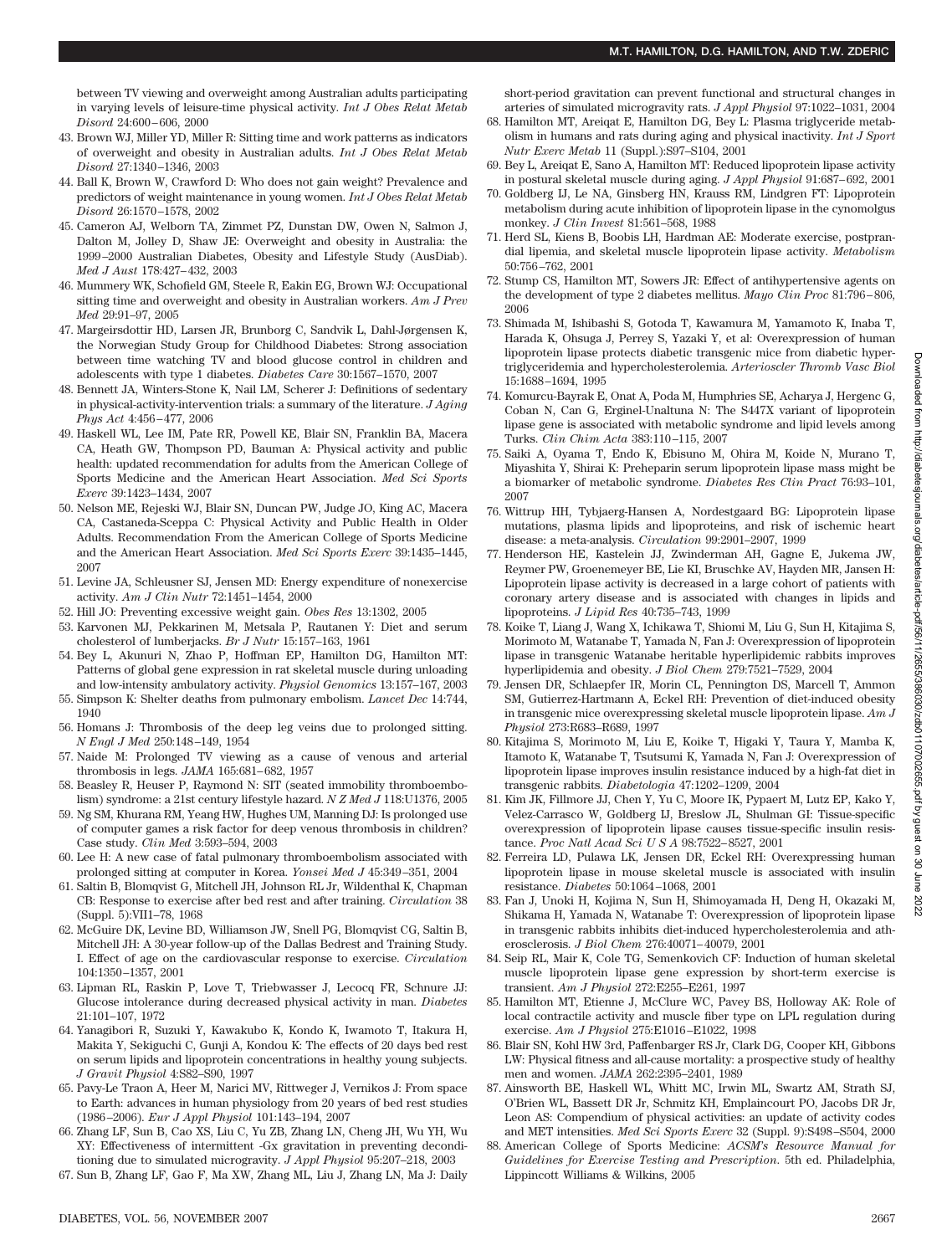between TV viewing and overweight among Australian adults participating in varying levels of leisure-time physical activity. *Int J Obes Relat Metab Disord* 24:600–606, 2000

43. Brown WJ, Miller YD, Miller R: Sitting time and work patterns as indicators of overweight and obesity in Australian adults. *Int J Obes Relat Metab Disord* 27:1340–1346, 2003
44. Ball K, Brown W, Crawford D: Who does not gain weight? Prevalence and predictors of weight maintenance in young women. *Int J Obes Relat Metab Disord* 26:1570–1578, 2002
45. Cameron AJ, Welborn TA, Zimmet PZ, Dunstan DW, Owen N, Salmon J, Dalton M, Jolley D, Shaw JE: Overweight and obesity in Australia: the 1999–2000 Australian Diabetes, Obesity and Lifestyle Study (AusDiab). *Med J Aust* 178:427–432, 2003
46. Mummery WK, Schofield GM, Steele R, Eakin EG, Brown WJ: Occupational sitting time and overweight and obesity in Australian workers. *Am J Prev Med* 29:91–97, 2005
47. Margeirsdottir HD, Larsen JR, Brunborg C, Sandvik L, Dahl-Jørgensen K, the Norwegian Study Group for Childhood Diabetes: Strong association between time watching TV and blood glucose control in children and adolescents with type 1 diabetes. *Diabetes Care* 30:1567–1570, 2007
48. Bennett JA, Winters-Stone K, Nail LM, Scherer J: Definitions of sedentary in physical-activity-intervention trials: a summary of the literature. *J Aging Phys Act* 4:456–477, 2006
49. Haskell WL, Lee IM, Pate RR, Powell KE, Blair SN, Franklin BA, Macera CA, Heath GW, Thompson PD, Bauman A: Physical activity and public health: updated recommendation for adults from the American College of Sports Medicine and the American Heart Association. *Med Sci Sports Exerc* 39:1423–1434, 2007
50. Nelson ME, Rejeski WJ, Blair SN, Duncan PW, Judge JO, King AC, Macera CA, Castaneda-Sceppa C: Physical Activity and Public Health in Older Adults. Recommendation From the American College of Sports Medicine and the American Heart Association. *Med Sci Sports Exerc* 39:1435–1445, 2007
51. Levine JA, Schleusner SJ, Jensen MD: Energy expenditure of nonexercise activity. *Am J Clin Nutr* 72:1451–1454, 2000
52. Hill JO: Preventing excessive weight gain. *Obes Res* 13:1302, 2005
53. Karvonen MJ, Pekkarinen M, Metsala P, Rautanen Y: Diet and serum cholesterol of lumberjacks. *Br J Nutr* 15:157–163, 1961
54. Bey L, Akunuri N, Zhao P, Hoffman EP, Hamilton DG, Hamilton MT: Patterns of global gene expression in rat skeletal muscle during unloading and low-intensity ambulatory activity. *Physiol Genomics* 13:157–167, 2003
55. Simpson K: Shelter deaths from pulmonary embolism. *Lancet Dec* 14:744, 1940
56. Homans J: Thrombosis of the deep leg veins due to prolonged sitting. *N Engl J Med* 250:148–149, 1954
57. Naide M: Prolonged TV viewing as a cause of venous and arterial thrombosis in legs. *JAMA* 165:681–682, 1957
58. Beasley R, Heuser P, Raymond N: SIT (seated immobility thromboembolism) syndrome: a 21st century lifestyle hazard. *N Z Med J* 118:U1376, 2005
59. Ng SM, Khurana RM, Yeang HW, Hughes UM, Manning DJ: Is prolonged use of computer games a risk factor for deep venous thrombosis in children? Case study. *Clin Med* 3:593–594, 2003
60. Lee H: A new case of fatal pulmonary thromboembolism associated with prolonged sitting at computer in Korea. *Yonsei Med J* 45:349–351, 2004
61. Saltin B, Blomqvist G, Mitchell JH, Johnson RL Jr, Wildenthal K, Chapman CB: Response to exercise after bed rest and after training. *Circulation* 38 (Suppl. 5):VII1–78, 1968
62. McGuire DK, Levine BD, Williamson JW, Snell PG, Blomqvist CG, Saltin B, Mitchell JH: A 30-year follow-up of the Dallas Bedrest and Training Study. I. Effect of age on the cardiovascular response to exercise. *Circulation* 104:1350–1357, 2001
63. Lipman RL, Raskin P, Love T, Triebwasser J, Lecocq FR, Schnure JJ: Glucose intolerance during decreased physical activity in man. *Diabetes* 21:101–107, 1972
64. Yanagibori R, Suzuki Y, Kawakubo K, Kondo K, Iwamoto T, Itakura H, Makita Y, Sekiguchi C, Gunji A, Kondou K: The effects of 20 days bed rest on serum lipids and lipoprotein concentrations in healthy young subjects. *J Gravit Physiol* 4:S82–S90, 1997
65. Pavy-Le Traon A, Heer M, Narici MV, Rittweger J, Vernikos J: From space to Earth: advances in human physiology from 20 years of bed rest studies (1986–2006). *Eur J Appl Physiol* 101:143–194, 2007
66. Zhang LF, Sun B, Cao XS, Liu C, Yu ZB, Zhang LN, Cheng JH, Wu YH, Wu XY: Effectiveness of intermittent -Gx gravitation in preventing deconditioning due to simulated microgravity. *J Appl Physiol* 95:207–218, 2003
67. Sun B, Zhang LF, Gao F, Ma XW, Zhang ML, Liu J, Zhang LN, Ma J: Daily short-period gravitation can prevent functional and structural changes in arteries of simulated microgravity rats. *J Appl Physiol* 97:1022–1031, 2004
68. Hamilton MT, Areiqat E, Hamilton DG, Bey L: Plasma triglyceride metabolism in humans and rats during aging and physical inactivity. *Int J Sport Nutr Exerc Metab* 11 (Suppl.):S97–S104, 2001
69. Bey L, Areiqat E, Sano A, Hamilton MT: Reduced lipoprotein lipase activity in postural skeletal muscle during aging. *J Appl Physiol* 91:687–692, 2001
70. Goldberg IJ, Le NA, Ginsberg HN, Krauss RM, Lindgren FT: Lipoprotein metabolism during acute inhibition of lipoprotein lipase in the cynomolgus monkey. *J Clin Invest* 81:561–568, 1988
71. Herd SL, Kiens B, Boobis LH, Hardman AE: Moderate exercise, postprandial lipemia, and skeletal muscle lipoprotein lipase activity. *Metabolism* 50:756–762, 2001
72. Stump CS, Hamilton MT, Sowers JR: Effect of antihypertensive agents on the development of type 2 diabetes mellitus. *Mayo Clin Proc* 81:796–806, 2006
73. Shimada M, Ishibashi S, Gotoda T, Kawamura M, Yamamoto K, Inaba T, Harada K, Ohsuga J, Perrey S, Yazaki Y, et al: Overexpression of human lipoprotein lipase protects diabetic transgenic mice from diabetic hypertriglyceridemia and hypercholesterolemia. *Arterioscler Thromb Vasc Biol* 15:1688–1694, 1995
74. Komurcu-Bayrak E, Onat A, Poda M, Humphries SE, Acharya J, Hergenc G, Coban N, Can G, Erginel-Unaltuna N: The S447X variant of lipoprotein lipase gene is associated with metabolic syndrome and lipid levels among Turks. *Clin Chim Acta* 383:110–115, 2007
75. Saiki A, Oyama T, Endo K, Ebisuno M, Ohira M, Koide N, Murano T, Miyashita Y, Shirai K: Preheparin serum lipoprotein lipase mass might be a biomarker of metabolic syndrome. *Diabetes Res Clin Pract* 76:93–101, 2007
76. Wittrup HH, Tybjaerg-Hansen A, Nordestgaard BG: Lipoprotein lipase mutations, plasma lipids and lipoproteins, and risk of ischemic heart disease: a meta-analysis. *Circulation* 99:2901–2907, 1999
77. Henderson HE, Kastelein JJ, Zwinderman AH, Gagne E, Jukema JW, Reymer PW, Groenemeyer BE, Lie KI, Bruschke AV, Hayden MR, Jansen H: Lipoprotein lipase activity is decreased in a large cohort of patients with coronary artery disease and is associated with changes in lipids and lipoproteins. *J Lipid Res* 40:735–743, 1999
78. Koike T, Liang J, Wang X, Ichikawa T, Shiomi M, Liu G, Sun H, Kitajima S, Morimoto M, Watanabe T, Yamada N, Fan J: Overexpression of lipoprotein lipase in transgenic Watanabe heritable hyperlipidemic rabbits improves hyperlipidemia and obesity. *J Biol Chem* 279:7521–7529, 2004
79. Jensen DR, Schlaepfer IR, Morin CL, Pennington DS, Marcell T, Ammon SM, Gutierrez-Hartmann A, Eckel RH: Prevention of diet-induced obesity in transgenic mice overexpressing skeletal muscle lipoprotein lipase. *Am J Physiol* 273:R683–R689, 1997
80. Kitajima S, Morimoto M, Liu E, Koike T, Higaki Y, Taura Y, Mamba K, Itamoto K, Watanabe T, Tsutsumi K, Yamada N, Fan J: Overexpression of lipoprotein lipase improves insulin resistance induced by a high-fat diet in transgenic rabbits. *Diabetologia* 47:1202–1209, 2004
81. Kim JK, Fillmore JJ, Chen Y, Yu C, Moore IK, Pypaert M, Lutz EP, Kako Y, Velez-Carrasco W, Goldberg IJ, Breslow JL, Shulman GI: Tissue-specific overexpression of lipoprotein lipase causes tissue-specific insulin resistance. *Proc Natl Acad Sci U S A* 98:7522–8527, 2001
82. Ferreira LD, Pulawa LK, Jensen DR, Eckel RH: Overexpressing human lipoprotein lipase in mouse skeletal muscle is associated with insulin resistance. *Diabetes* 50:1064–1068, 2001
83. Fan J, Unoki H, Kojima N, Sun H, Shimoyamada H, Deng H, Okazaki M, Shikama H, Yamada N, Watanabe T: Overexpression of lipoprotein lipase in transgenic rabbits inhibits diet-induced hypercholesterolemia and atherosclerosis. *J Biol Chem* 276:40071–40079, 2001
84. Seip RL, Mair K, Cole TG, Semenkovich CF: Induction of human skeletal muscle lipoprotein lipase gene expression by short-term exercise is transient. *Am J Physiol* 272:E255–E261, 1997
85. Hamilton MT, Etienne J, McClure WC, Pavey BS, Holloway AK: Role of local contractile activity and muscle fiber type on LPL regulation during exercise. *Am J Physiol* 275:E1016–E1022, 1998
86. Blair SN, Kohl HW 3rd, Paffenbarger RS Jr, Clark DG, Cooper KH, Gibbons LW: Physical fitness and all-cause mortality: a prospective study of healthy men and women. *JAMA* 262:2395–2401, 1989
87. Ainsworth BE, Haskell WL, Whitt MC, Irwin ML, Swartz AM, Strath SJ, O'Brien WL, Bassett DR Jr, Schmitz KH, Emplaincourt PO, Jacobs DR Jr, Leon AS: Compendium of physical activities: an update of activity codes and MET intensities. *Med Sci Sports Exerc* 32 (Suppl. 9):S498–S504, 2000
88. American College of Sports Medicine: *ACSM's Resource Manual for Guidelines for Exercise Testing and Prescription*. 5th ed. Philadelphia, Lippincott Williams & Wilkins, 2005